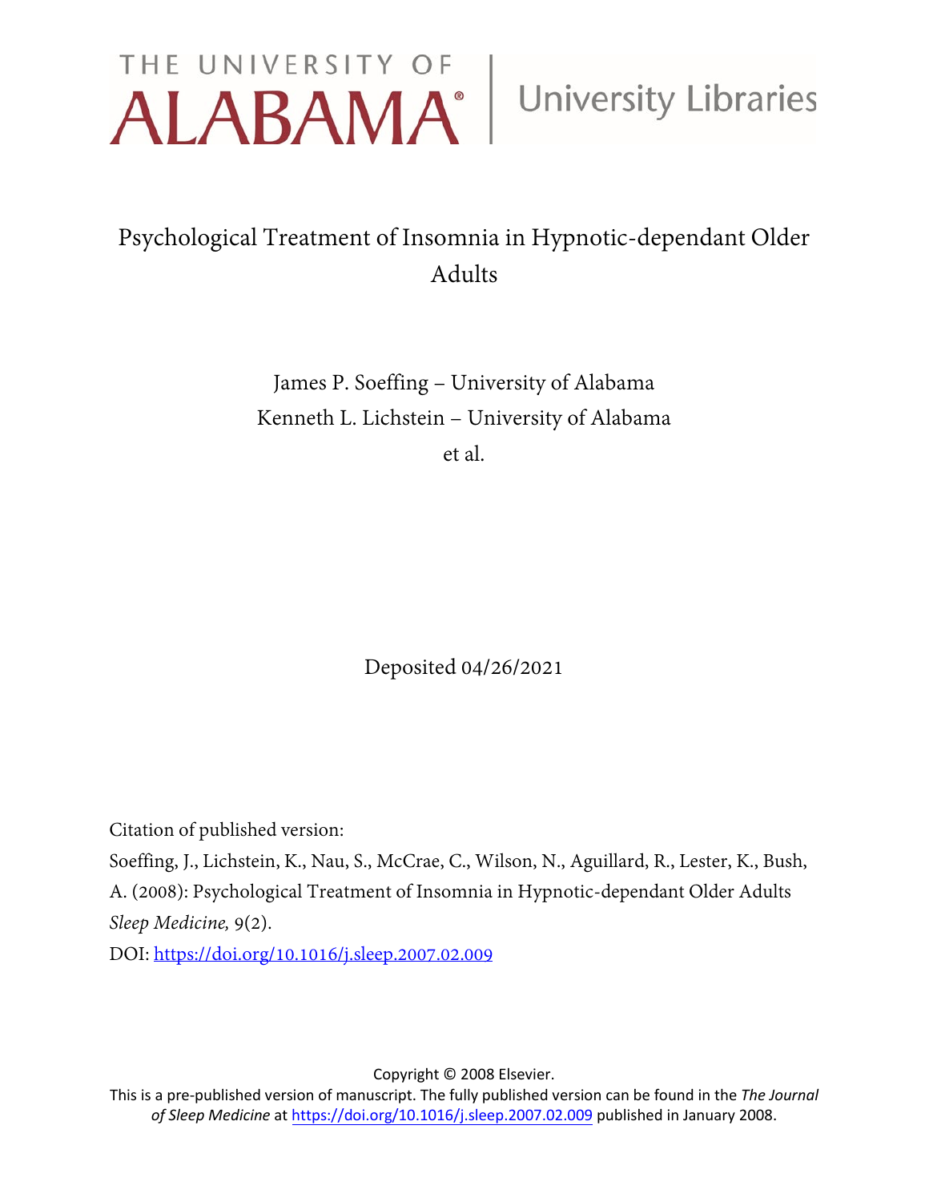THE UNIVERSITY OF ALABAMA | University Libraries

# Psychological Treatment of Insomnia in Hypnotic-dependant Older Adults

James P. Soeffing – University of Alabama
Kenneth L. Lichstein – University of Alabama
et al.

Deposited 04/26/2021

Citation of published version:

Soeffing, J., Lichstein, K., Nau, S., McCrae, C., Wilson, N., Aguillard, R., Lester, K., Bush, A. (2008): Psychological Treatment of Insomnia in Hypnotic-dependant Older Adults *Sleep Medicine,* 9(2).

DOI: https://doi.org/10.1016/j.sleep.2007.02.009

Copyright © 2008 Elsevier.
This is a pre-published version of manuscript. The fully published version can be found in the *The Journal of Sleep Medicine* at https://doi.org/10.1016/j.sleep.2007.02.009 published in January 2008.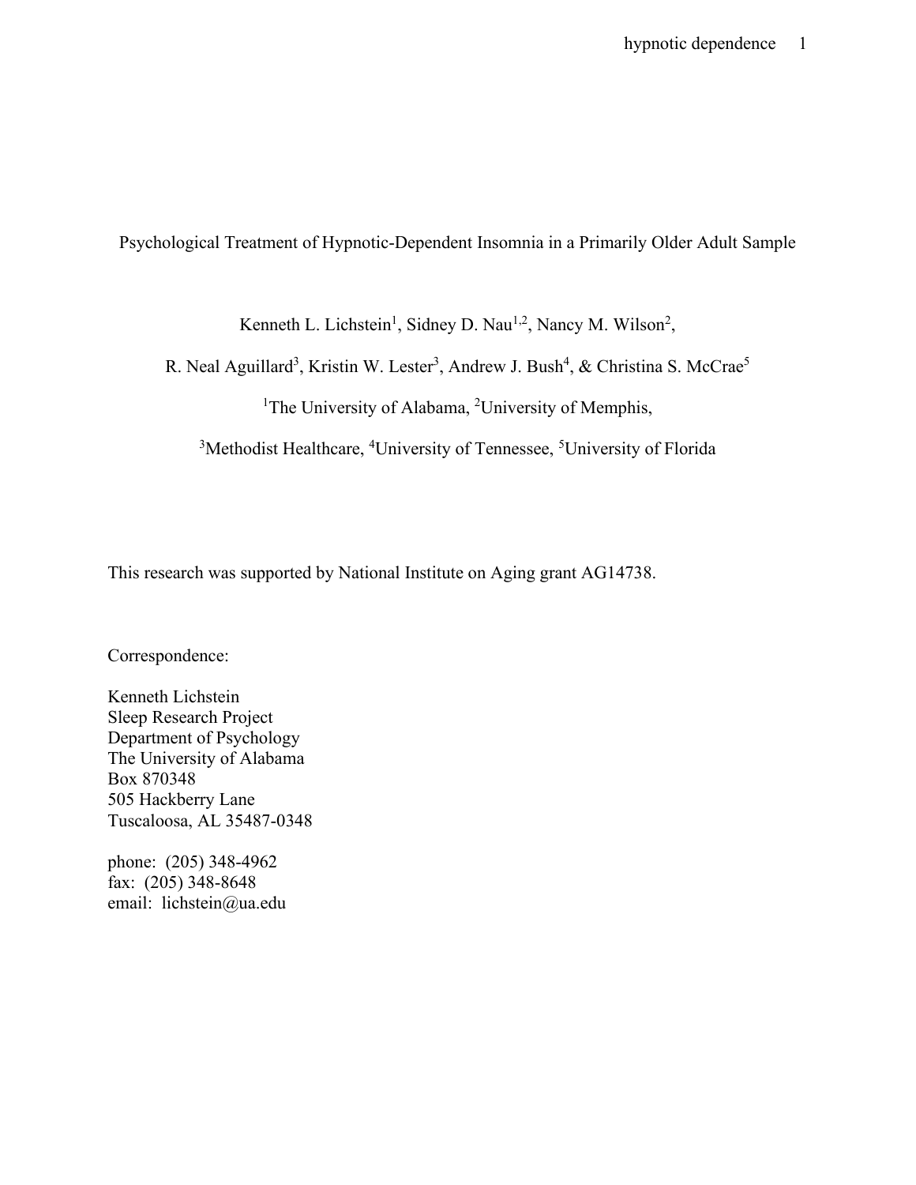# Psychological Treatment of Hypnotic-Dependent Insomnia in a Primarily Older Adult Sample

Kenneth L. Lichstein[1], Sidney D. Nau[1,2], Nancy M. Wilson[2],

R. Neal Aguillard[3], Kristin W. Lester[3], Andrew J. Bush[4], & Christina S. McCrae[5]

[1]The University of Alabama, [2]University of Memphis,

[3]Methodist Healthcare, [4]University of Tennessee, [5]University of Florida

This research was supported by National Institute on Aging grant AG14738.

Correspondence:

Kenneth Lichstein  
Sleep Research Project  
Department of Psychology  
The University of Alabama  
Box 870348  
505 Hackberry Lane  
Tuscaloosa, AL 35487-0348

phone: (205) 348-4962  
fax: (205) 348-8648  
email: lichstein@ua.edu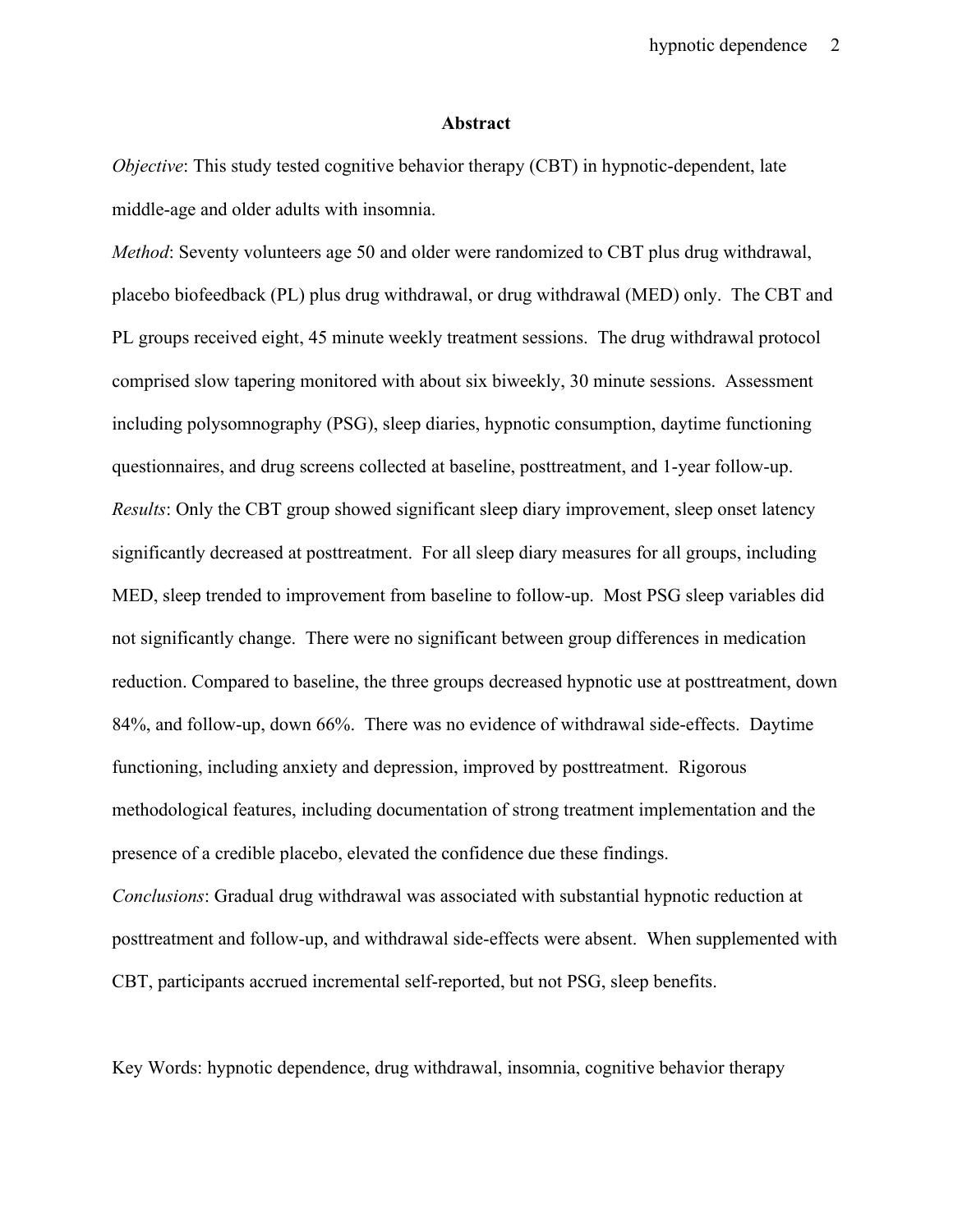## Abstract

*Objective*: This study tested cognitive behavior therapy (CBT) in hypnotic-dependent, late middle-age and older adults with insomnia.

*Method*: Seventy volunteers age 50 and older were randomized to CBT plus drug withdrawal, placebo biofeedback (PL) plus drug withdrawal, or drug withdrawal (MED) only. The CBT and PL groups received eight, 45 minute weekly treatment sessions. The drug withdrawal protocol comprised slow tapering monitored with about six biweekly, 30 minute sessions. Assessment including polysomnography (PSG), sleep diaries, hypnotic consumption, daytime functioning questionnaires, and drug screens collected at baseline, posttreatment, and 1-year follow-up.

*Results*: Only the CBT group showed significant sleep diary improvement, sleep onset latency significantly decreased at posttreatment. For all sleep diary measures for all groups, including MED, sleep trended to improvement from baseline to follow-up. Most PSG sleep variables did not significantly change. There were no significant between group differences in medication reduction. Compared to baseline, the three groups decreased hypnotic use at posttreatment, down 84%, and follow-up, down 66%. There was no evidence of withdrawal side-effects. Daytime functioning, including anxiety and depression, improved by posttreatment. Rigorous methodological features, including documentation of strong treatment implementation and the presence of a credible placebo, elevated the confidence due these findings.

*Conclusions*: Gradual drug withdrawal was associated with substantial hypnotic reduction at posttreatment and follow-up, and withdrawal side-effects were absent. When supplemented with CBT, participants accrued incremental self-reported, but not PSG, sleep benefits.

Key Words: hypnotic dependence, drug withdrawal, insomnia, cognitive behavior therapy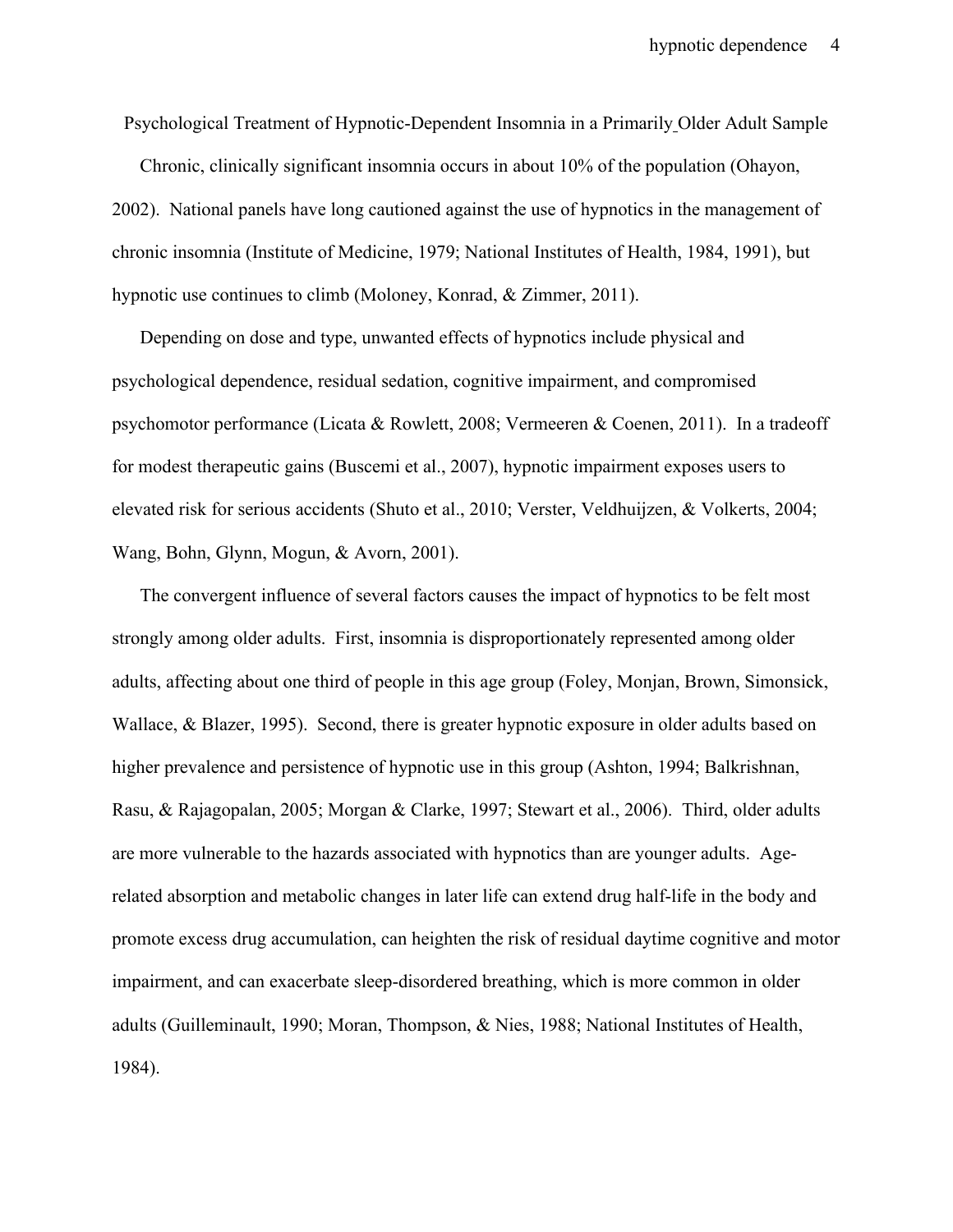# Psychological Treatment of Hypnotic-Dependent Insomnia in a Primarily Older Adult Sample

Chronic, clinically significant insomnia occurs in about 10% of the population (Ohayon, 2002). National panels have long cautioned against the use of hypnotics in the management of chronic insomnia (Institute of Medicine, 1979; National Institutes of Health, 1984, 1991), but hypnotic use continues to climb (Moloney, Konrad, & Zimmer, 2011).

Depending on dose and type, unwanted effects of hypnotics include physical and psychological dependence, residual sedation, cognitive impairment, and compromised psychomotor performance (Licata & Rowlett, 2008; Vermeeren & Coenen, 2011). In a tradeoff for modest therapeutic gains (Buscemi et al., 2007), hypnotic impairment exposes users to elevated risk for serious accidents (Shuto et al., 2010; Verster, Veldhuijzen, & Volkerts, 2004; Wang, Bohn, Glynn, Mogun, & Avorn, 2001).

The convergent influence of several factors causes the impact of hypnotics to be felt most strongly among older adults. First, insomnia is disproportionately represented among older adults, affecting about one third of people in this age group (Foley, Monjan, Brown, Simonsick, Wallace, & Blazer, 1995). Second, there is greater hypnotic exposure in older adults based on higher prevalence and persistence of hypnotic use in this group (Ashton, 1994; Balkrishnan, Rasu, & Rajagopalan, 2005; Morgan & Clarke, 1997; Stewart et al., 2006). Third, older adults are more vulnerable to the hazards associated with hypnotics than are younger adults. Age-related absorption and metabolic changes in later life can extend drug half-life in the body and promote excess drug accumulation, can heighten the risk of residual daytime cognitive and motor impairment, and can exacerbate sleep-disordered breathing, which is more common in older adults (Guilleminault, 1990; Moran, Thompson, & Nies, 1988; National Institutes of Health, 1984).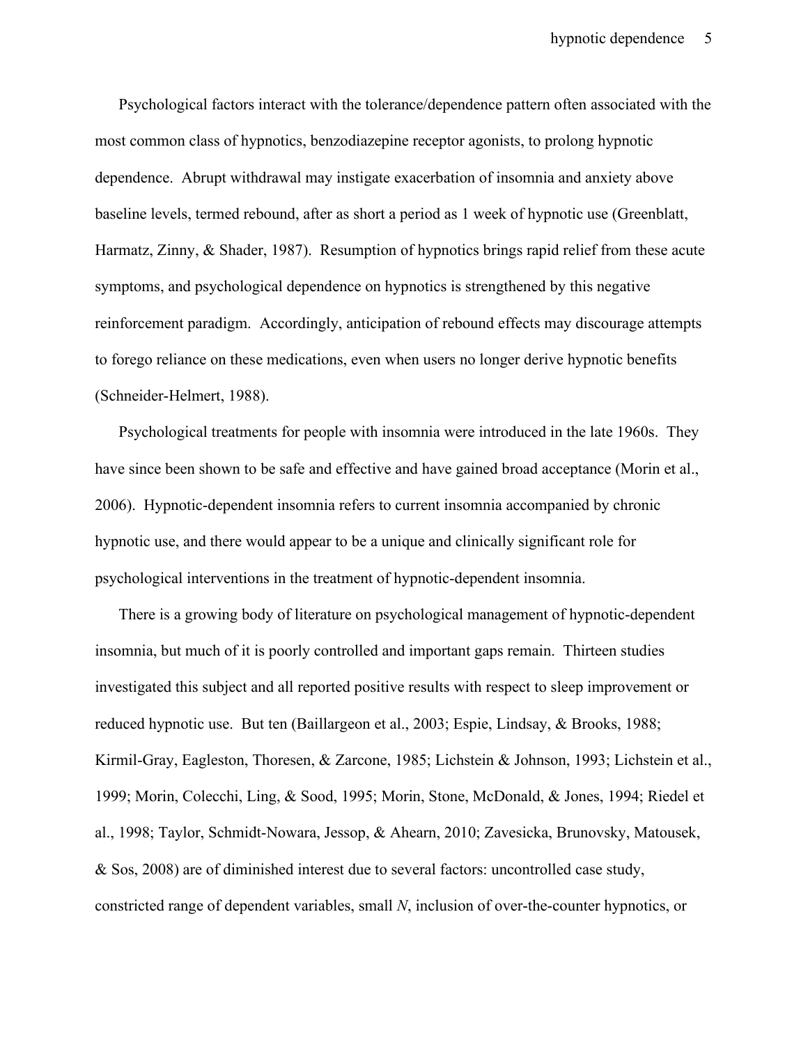Psychological factors interact with the tolerance/dependence pattern often associated with the most common class of hypnotics, benzodiazepine receptor agonists, to prolong hypnotic dependence. Abrupt withdrawal may instigate exacerbation of insomnia and anxiety above baseline levels, termed rebound, after as short a period as 1 week of hypnotic use (Greenblatt, Harmatz, Zinny, & Shader, 1987). Resumption of hypnotics brings rapid relief from these acute symptoms, and psychological dependence on hypnotics is strengthened by this negative reinforcement paradigm. Accordingly, anticipation of rebound effects may discourage attempts to forego reliance on these medications, even when users no longer derive hypnotic benefits (Schneider-Helmert, 1988).

Psychological treatments for people with insomnia were introduced in the late 1960s. They have since been shown to be safe and effective and have gained broad acceptance (Morin et al., 2006). Hypnotic-dependent insomnia refers to current insomnia accompanied by chronic hypnotic use, and there would appear to be a unique and clinically significant role for psychological interventions in the treatment of hypnotic-dependent insomnia.

There is a growing body of literature on psychological management of hypnotic-dependent insomnia, but much of it is poorly controlled and important gaps remain. Thirteen studies investigated this subject and all reported positive results with respect to sleep improvement or reduced hypnotic use. But ten (Baillargeon et al., 2003; Espie, Lindsay, & Brooks, 1988; Kirmil-Gray, Eagleston, Thoresen, & Zarcone, 1985; Lichstein & Johnson, 1993; Lichstein et al., 1999; Morin, Colecchi, Ling, & Sood, 1995; Morin, Stone, McDonald, & Jones, 1994; Riedel et al., 1998; Taylor, Schmidt-Nowara, Jessop, & Ahearn, 2010; Zavesicka, Brunovsky, Matousek, & Sos, 2008) are of diminished interest due to several factors: uncontrolled case study, constricted range of dependent variables, small *N*, inclusion of over-the-counter hypnotics, or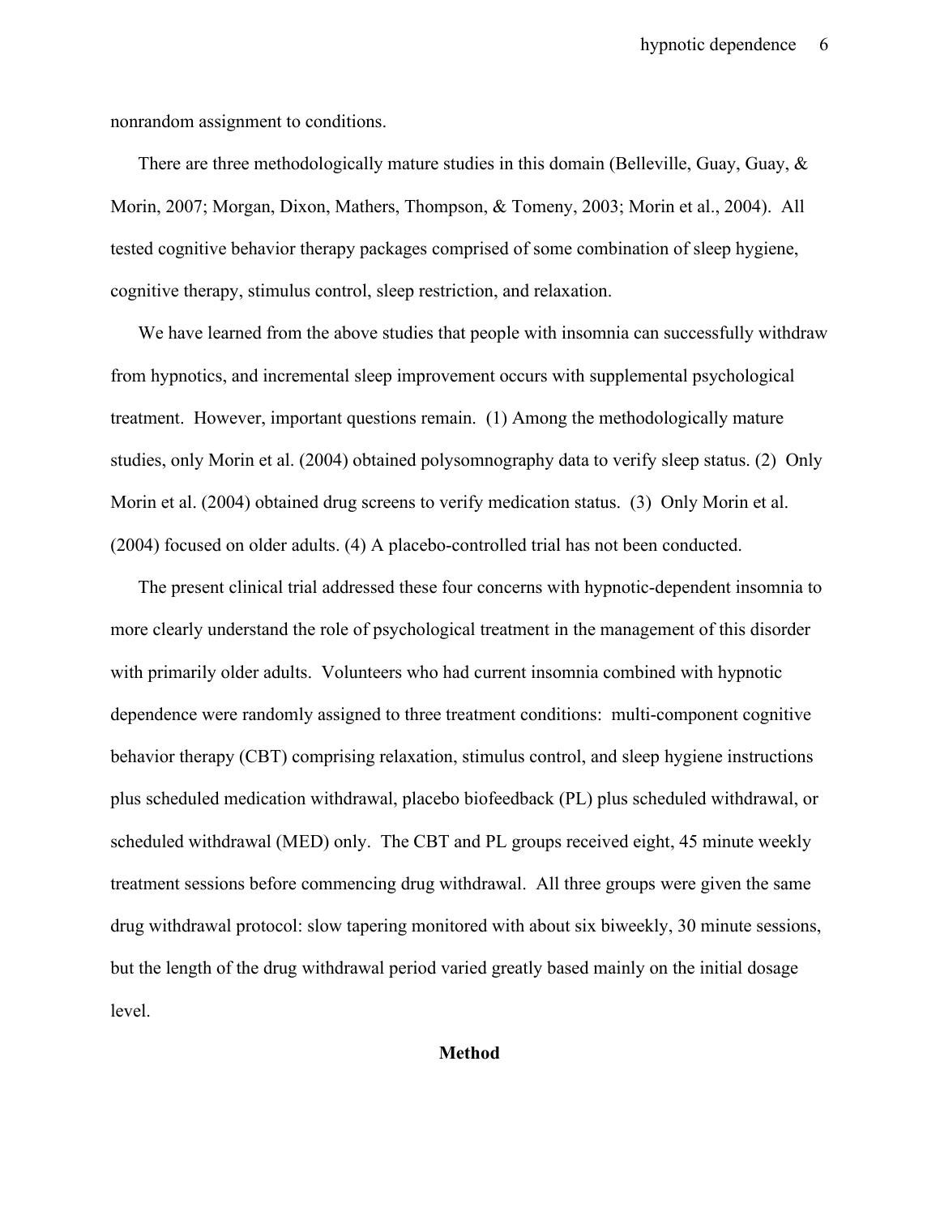nonrandom assignment to conditions.

There are three methodologically mature studies in this domain (Belleville, Guay, Guay, & Morin, 2007; Morgan, Dixon, Mathers, Thompson, & Tomeny, 2003; Morin et al., 2004). All tested cognitive behavior therapy packages comprised of some combination of sleep hygiene, cognitive therapy, stimulus control, sleep restriction, and relaxation.

We have learned from the above studies that people with insomnia can successfully withdraw from hypnotics, and incremental sleep improvement occurs with supplemental psychological treatment. However, important questions remain. (1) Among the methodologically mature studies, only Morin et al. (2004) obtained polysomnography data to verify sleep status. (2) Only Morin et al. (2004) obtained drug screens to verify medication status. (3) Only Morin et al. (2004) focused on older adults. (4) A placebo-controlled trial has not been conducted.

The present clinical trial addressed these four concerns with hypnotic-dependent insomnia to more clearly understand the role of psychological treatment in the management of this disorder with primarily older adults. Volunteers who had current insomnia combined with hypnotic dependence were randomly assigned to three treatment conditions: multi-component cognitive behavior therapy (CBT) comprising relaxation, stimulus control, and sleep hygiene instructions plus scheduled medication withdrawal, placebo biofeedback (PL) plus scheduled withdrawal, or scheduled withdrawal (MED) only. The CBT and PL groups received eight, 45 minute weekly treatment sessions before commencing drug withdrawal. All three groups were given the same drug withdrawal protocol: slow tapering monitored with about six biweekly, 30 minute sessions, but the length of the drug withdrawal period varied greatly based mainly on the initial dosage level.

## Method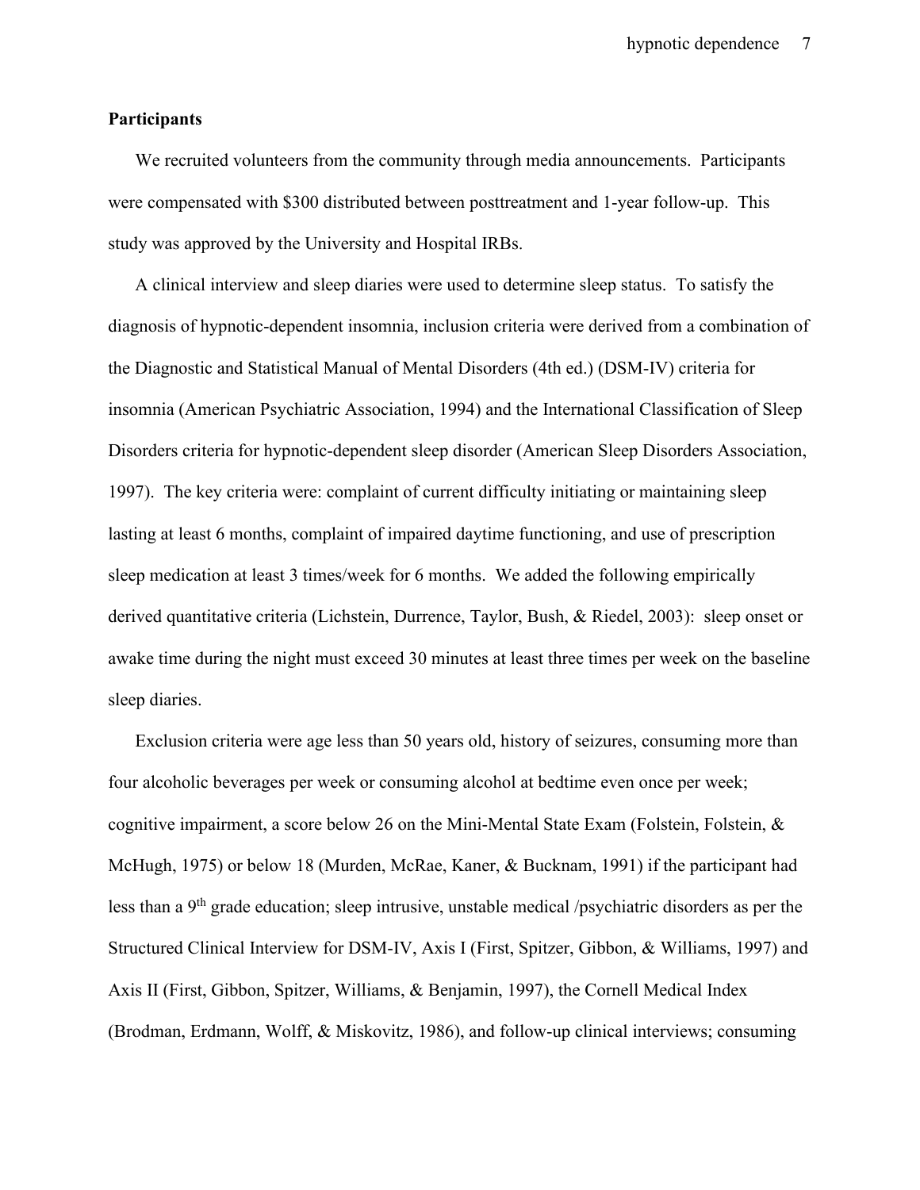## Participants

We recruited volunteers from the community through media announcements. Participants were compensated with $300 distributed between posttreatment and 1-year follow-up. This study was approved by the University and Hospital IRBs.

A clinical interview and sleep diaries were used to determine sleep status. To satisfy the diagnosis of hypnotic-dependent insomnia, inclusion criteria were derived from a combination of the Diagnostic and Statistical Manual of Mental Disorders (4th ed.) (DSM-IV) criteria for insomnia (American Psychiatric Association, 1994) and the International Classification of Sleep Disorders criteria for hypnotic-dependent sleep disorder (American Sleep Disorders Association, 1997). The key criteria were: complaint of current difficulty initiating or maintaining sleep lasting at least 6 months, complaint of impaired daytime functioning, and use of prescription sleep medication at least 3 times/week for 6 months. We added the following empirically derived quantitative criteria (Lichstein, Durrence, Taylor, Bush, & Riedel, 2003): sleep onset or awake time during the night must exceed 30 minutes at least three times per week on the baseline sleep diaries.

Exclusion criteria were age less than 50 years old, history of seizures, consuming more than four alcoholic beverages per week or consuming alcohol at bedtime even once per week; cognitive impairment, a score below 26 on the Mini-Mental State Exam (Folstein, Folstein, & McHugh, 1975) or below 18 (Murden, McRae, Kaner, & Bucknam, 1991) if the participant had less than a 9th grade education; sleep intrusive, unstable medical /psychiatric disorders as per the Structured Clinical Interview for DSM-IV, Axis I (First, Spitzer, Gibbon, & Williams, 1997) and Axis II (First, Gibbon, Spitzer, Williams, & Benjamin, 1997), the Cornell Medical Index (Brodman, Erdmann, Wolff, & Miskovitz, 1986), and follow-up clinical interviews; consuming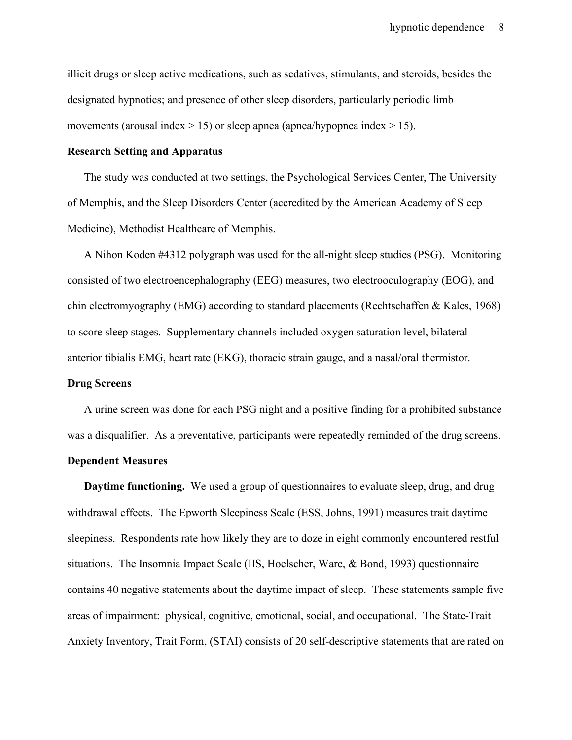illicit drugs or sleep active medications, such as sedatives, stimulants, and steroids, besides the designated hypnotics; and presence of other sleep disorders, particularly periodic limb movements (arousal index > 15) or sleep apnea (apnea/hypopnea index > 15).

**Research Setting and Apparatus**

The study was conducted at two settings, the Psychological Services Center, The University of Memphis, and the Sleep Disorders Center (accredited by the American Academy of Sleep Medicine), Methodist Healthcare of Memphis.

A Nihon Koden #4312 polygraph was used for the all-night sleep studies (PSG). Monitoring consisted of two electroencephalography (EEG) measures, two electrooculography (EOG), and chin electromyography (EMG) according to standard placements (Rechtschaffen & Kales, 1968) to score sleep stages. Supplementary channels included oxygen saturation level, bilateral anterior tibialis EMG, heart rate (EKG), thoracic strain gauge, and a nasal/oral thermistor.

**Drug Screens**

A urine screen was done for each PSG night and a positive finding for a prohibited substance was a disqualifier. As a preventative, participants were repeatedly reminded of the drug screens.

**Dependent Measures**

**Daytime functioning.** We used a group of questionnaires to evaluate sleep, drug, and drug withdrawal effects. The Epworth Sleepiness Scale (ESS, Johns, 1991) measures trait daytime sleepiness. Respondents rate how likely they are to doze in eight commonly encountered restful situations. The Insomnia Impact Scale (IIS, Hoelscher, Ware, & Bond, 1993) questionnaire contains 40 negative statements about the daytime impact of sleep. These statements sample five areas of impairment: physical, cognitive, emotional, social, and occupational. The State-Trait Anxiety Inventory, Trait Form, (STAI) consists of 20 self-descriptive statements that are rated on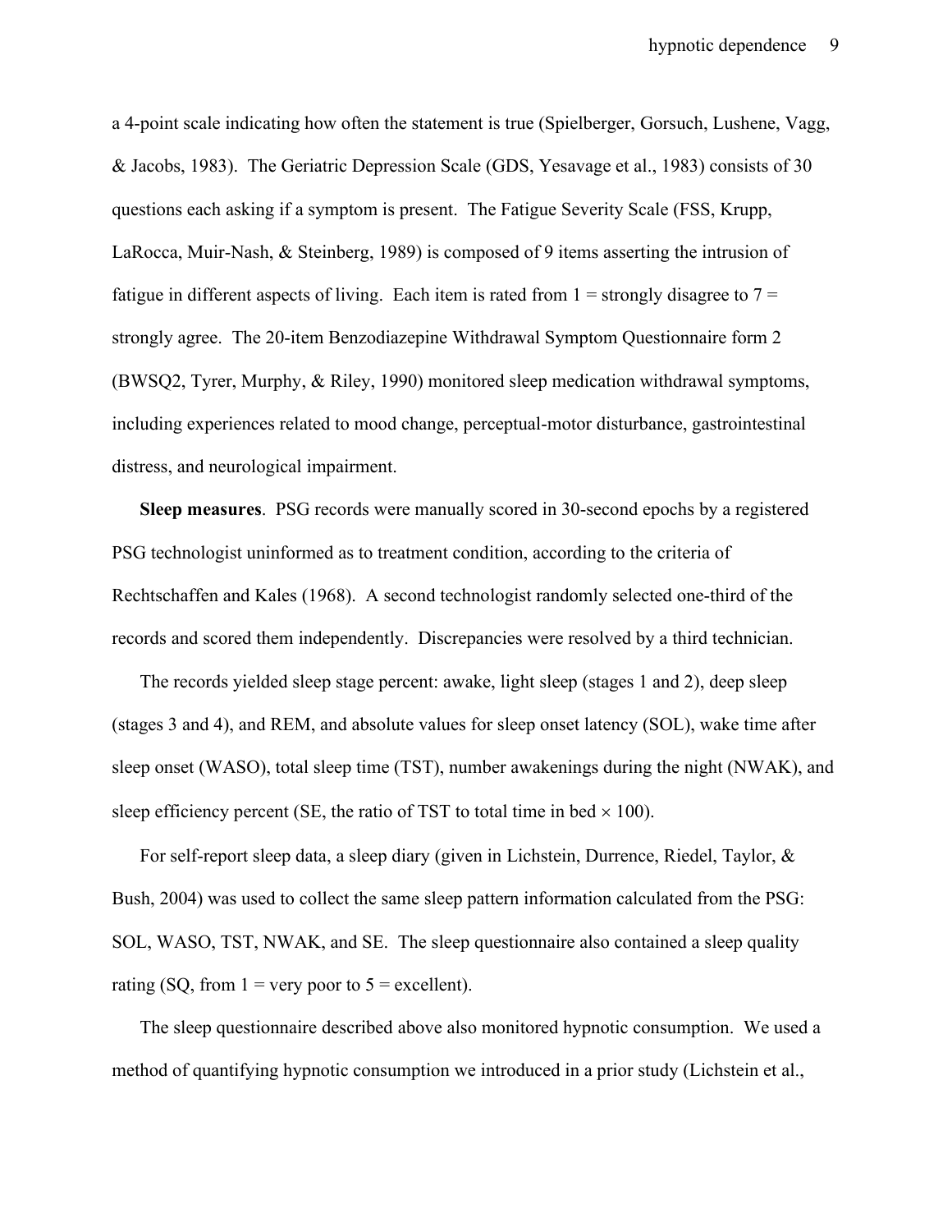a 4-point scale indicating how often the statement is true (Spielberger, Gorsuch, Lushene, Vagg, & Jacobs, 1983). The Geriatric Depression Scale (GDS, Yesavage et al., 1983) consists of 30 questions each asking if a symptom is present. The Fatigue Severity Scale (FSS, Krupp, LaRocca, Muir-Nash, & Steinberg, 1989) is composed of 9 items asserting the intrusion of fatigue in different aspects of living. Each item is rated from 1 = strongly disagree to 7 = strongly agree. The 20-item Benzodiazepine Withdrawal Symptom Questionnaire form 2 (BWSQ2, Tyrer, Murphy, & Riley, 1990) monitored sleep medication withdrawal symptoms, including experiences related to mood change, perceptual-motor disturbance, gastrointestinal distress, and neurological impairment.

**Sleep measures**. PSG records were manually scored in 30-second epochs by a registered PSG technologist uninformed as to treatment condition, according to the criteria of Rechtschaffen and Kales (1968). A second technologist randomly selected one-third of the records and scored them independently. Discrepancies were resolved by a third technician.

The records yielded sleep stage percent: awake, light sleep (stages 1 and 2), deep sleep (stages 3 and 4), and REM, and absolute values for sleep onset latency (SOL), wake time after sleep onset (WASO), total sleep time (TST), number awakenings during the night (NWAK), and sleep efficiency percent (SE, the ratio of TST to total time in bed $\times$ 100).

For self-report sleep data, a sleep diary (given in Lichstein, Durrence, Riedel, Taylor, & Bush, 2004) was used to collect the same sleep pattern information calculated from the PSG: SOL, WASO, TST, NWAK, and SE. The sleep questionnaire also contained a sleep quality rating (SQ, from 1 = very poor to 5 = excellent).

The sleep questionnaire described above also monitored hypnotic consumption. We used a method of quantifying hypnotic consumption we introduced in a prior study (Lichstein et al.,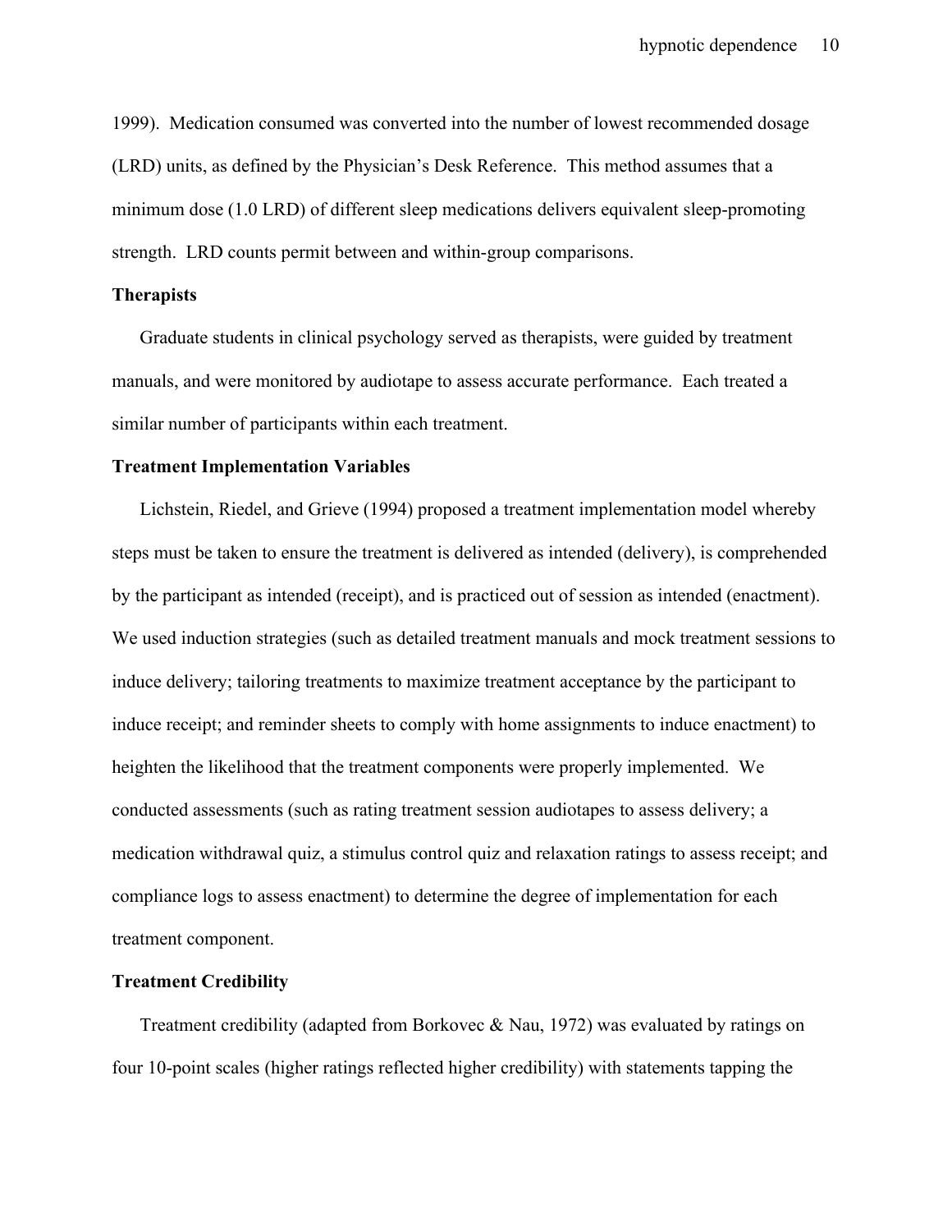1999). Medication consumed was converted into the number of lowest recommended dosage (LRD) units, as defined by the Physician's Desk Reference. This method assumes that a minimum dose (1.0 LRD) of different sleep medications delivers equivalent sleep-promoting strength. LRD counts permit between and within-group comparisons.

**Therapists**

Graduate students in clinical psychology served as therapists, were guided by treatment manuals, and were monitored by audiotape to assess accurate performance. Each treated a similar number of participants within each treatment.

**Treatment Implementation Variables**

Lichstein, Riedel, and Grieve (1994) proposed a treatment implementation model whereby steps must be taken to ensure the treatment is delivered as intended (delivery), is comprehended by the participant as intended (receipt), and is practiced out of session as intended (enactment). We used induction strategies (such as detailed treatment manuals and mock treatment sessions to induce delivery; tailoring treatments to maximize treatment acceptance by the participant to induce receipt; and reminder sheets to comply with home assignments to induce enactment) to heighten the likelihood that the treatment components were properly implemented. We conducted assessments (such as rating treatment session audiotapes to assess delivery; a medication withdrawal quiz, a stimulus control quiz and relaxation ratings to assess receipt; and compliance logs to assess enactment) to determine the degree of implementation for each treatment component.

**Treatment Credibility**

Treatment credibility (adapted from Borkovec & Nau, 1972) was evaluated by ratings on four 10-point scales (higher ratings reflected higher credibility) with statements tapping the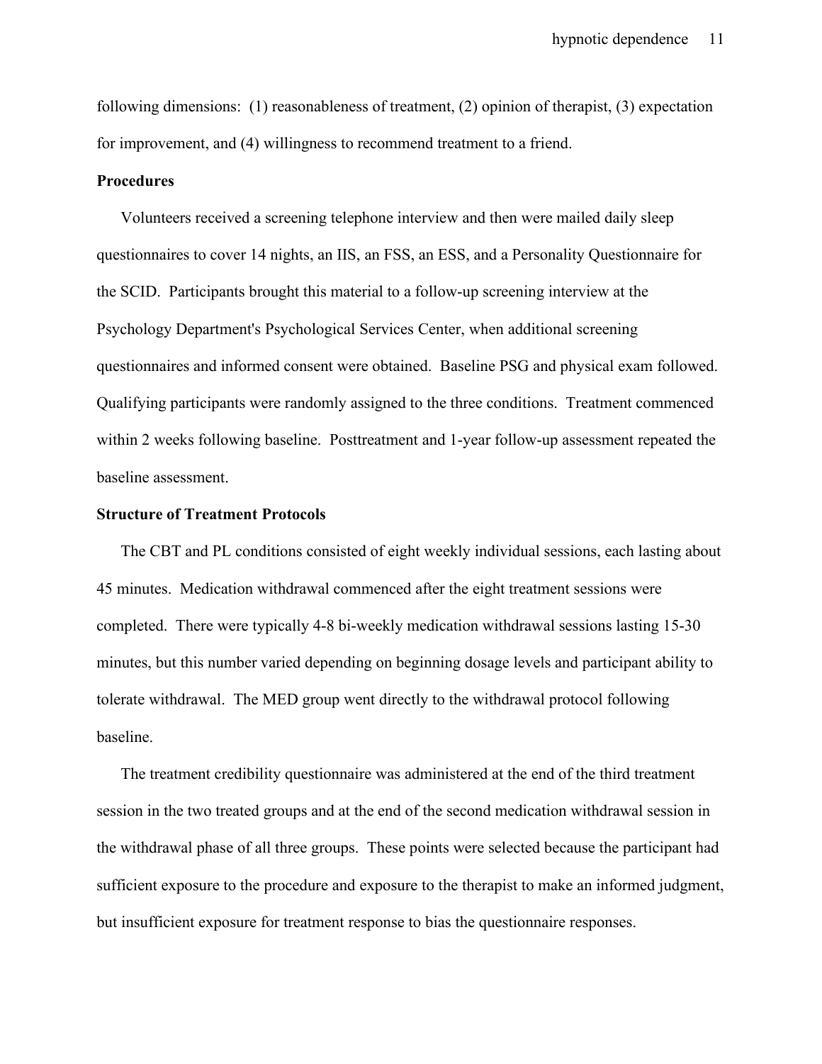following dimensions: (1) reasonableness of treatment, (2) opinion of therapist, (3) expectation for improvement, and (4) willingness to recommend treatment to a friend.

**Procedures**

Volunteers received a screening telephone interview and then were mailed daily sleep questionnaires to cover 14 nights, an IIS, an FSS, an ESS, and a Personality Questionnaire for the SCID. Participants brought this material to a follow-up screening interview at the Psychology Department's Psychological Services Center, when additional screening questionnaires and informed consent were obtained. Baseline PSG and physical exam followed. Qualifying participants were randomly assigned to the three conditions. Treatment commenced within 2 weeks following baseline. Posttreatment and 1-year follow-up assessment repeated the baseline assessment.

**Structure of Treatment Protocols**

The CBT and PL conditions consisted of eight weekly individual sessions, each lasting about 45 minutes. Medication withdrawal commenced after the eight treatment sessions were completed. There were typically 4-8 bi-weekly medication withdrawal sessions lasting 15-30 minutes, but this number varied depending on beginning dosage levels and participant ability to tolerate withdrawal. The MED group went directly to the withdrawal protocol following baseline.

The treatment credibility questionnaire was administered at the end of the third treatment session in the two treated groups and at the end of the second medication withdrawal session in the withdrawal phase of all three groups. These points were selected because the participant had sufficient exposure to the procedure and exposure to the therapist to make an informed judgment, but insufficient exposure for treatment response to bias the questionnaire responses.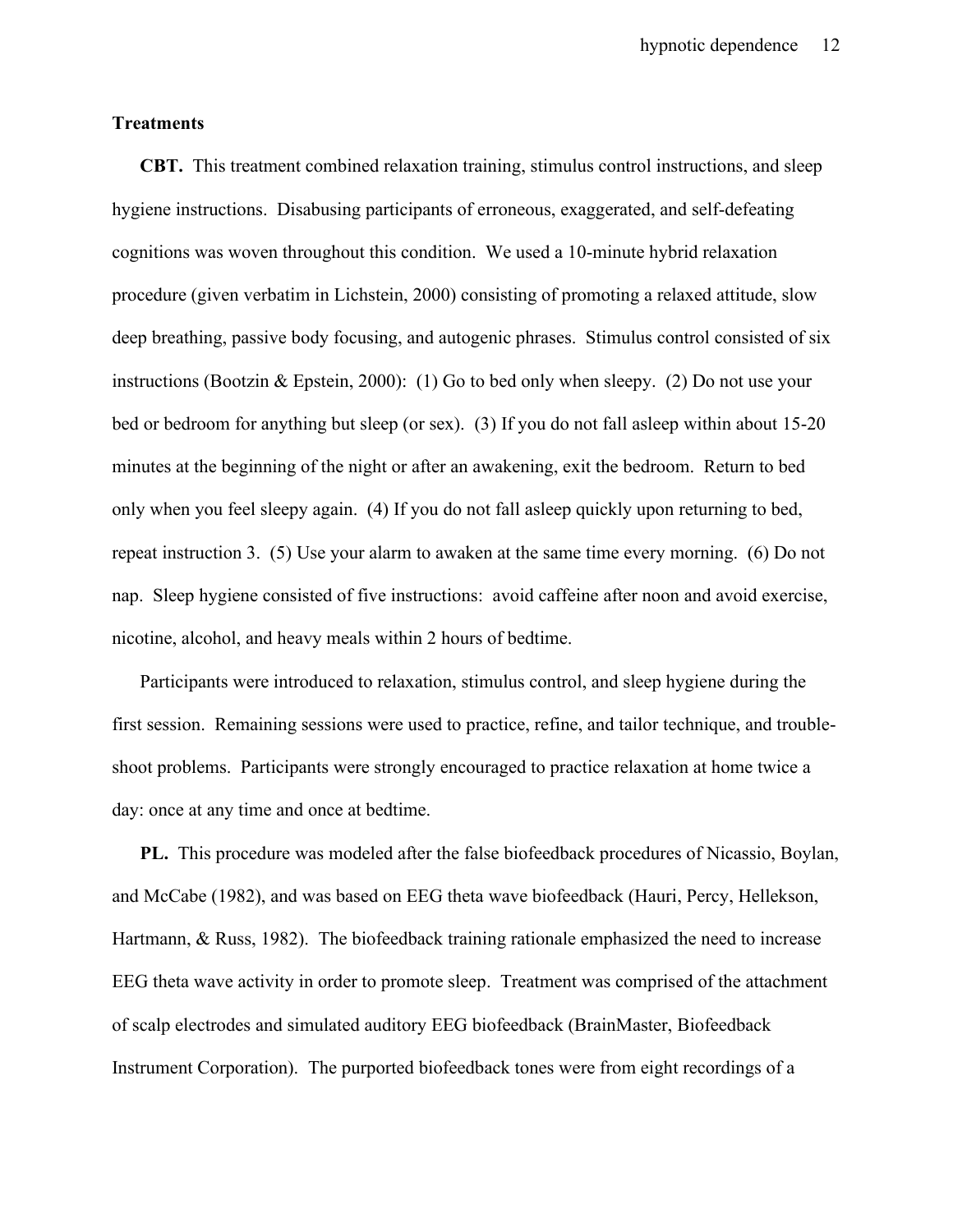## Treatments

**CBT.** This treatment combined relaxation training, stimulus control instructions, and sleep hygiene instructions. Disabusing participants of erroneous, exaggerated, and self-defeating cognitions was woven throughout this condition. We used a 10-minute hybrid relaxation procedure (given verbatim in Lichstein, 2000) consisting of promoting a relaxed attitude, slow deep breathing, passive body focusing, and autogenic phrases. Stimulus control consisted of six instructions (Bootzin & Epstein, 2000): (1) Go to bed only when sleepy. (2) Do not use your bed or bedroom for anything but sleep (or sex). (3) If you do not fall asleep within about 15-20 minutes at the beginning of the night or after an awakening, exit the bedroom. Return to bed only when you feel sleepy again. (4) If you do not fall asleep quickly upon returning to bed, repeat instruction 3. (5) Use your alarm to awaken at the same time every morning. (6) Do not nap. Sleep hygiene consisted of five instructions: avoid caffeine after noon and avoid exercise, nicotine, alcohol, and heavy meals within 2 hours of bedtime.

Participants were introduced to relaxation, stimulus control, and sleep hygiene during the first session. Remaining sessions were used to practice, refine, and tailor technique, and trouble-shoot problems. Participants were strongly encouraged to practice relaxation at home twice a day: once at any time and once at bedtime.

**PL.** This procedure was modeled after the false biofeedback procedures of Nicassio, Boylan, and McCabe (1982), and was based on EEG theta wave biofeedback (Hauri, Percy, Hellekson, Hartmann, & Russ, 1982). The biofeedback training rationale emphasized the need to increase EEG theta wave activity in order to promote sleep. Treatment was comprised of the attachment of scalp electrodes and simulated auditory EEG biofeedback (BrainMaster, Biofeedback Instrument Corporation). The purported biofeedback tones were from eight recordings of a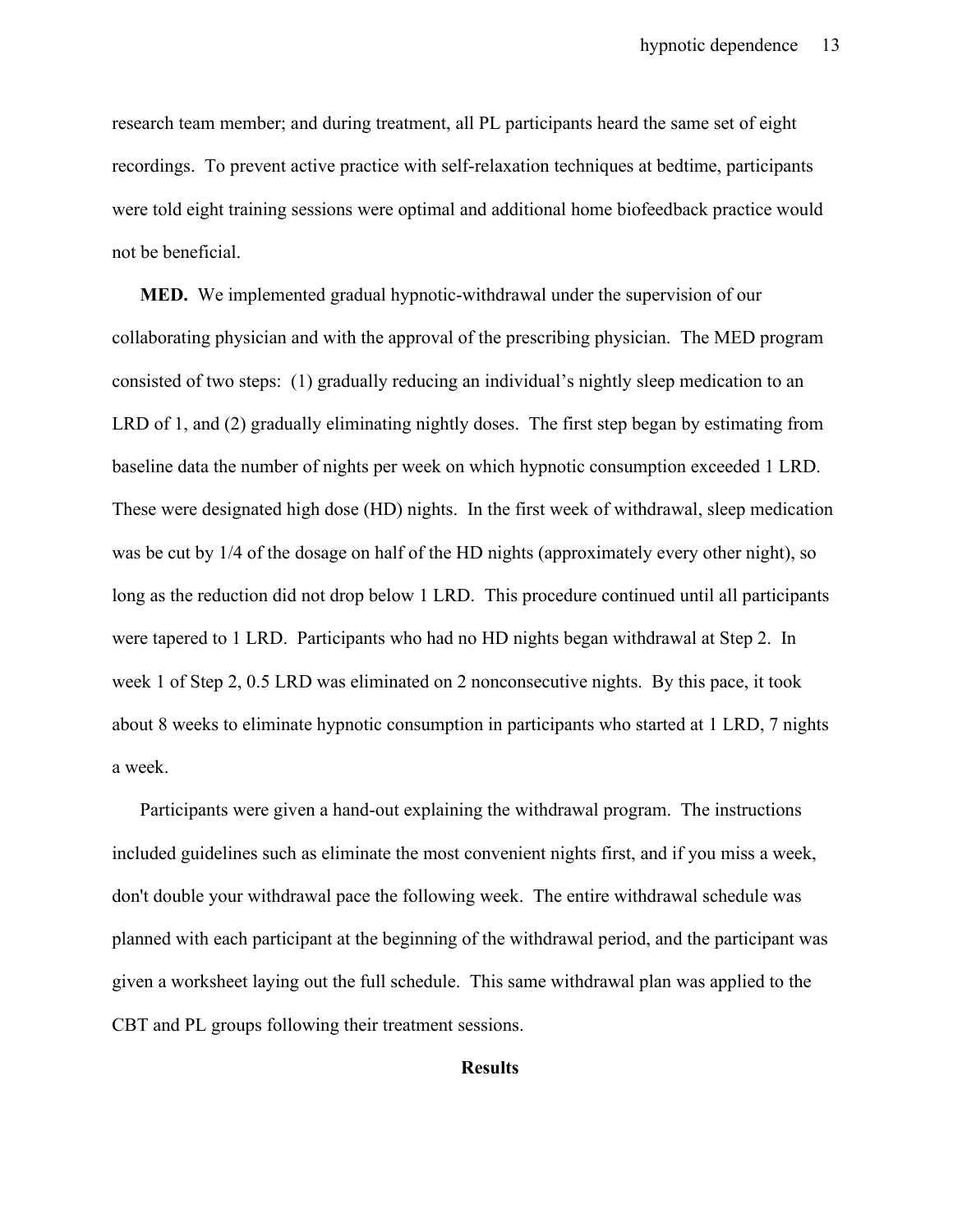research team member; and during treatment, all PL participants heard the same set of eight recordings. To prevent active practice with self-relaxation techniques at bedtime, participants were told eight training sessions were optimal and additional home biofeedback practice would not be beneficial.

**MED.** We implemented gradual hypnotic-withdrawal under the supervision of our collaborating physician and with the approval of the prescribing physician. The MED program consisted of two steps: (1) gradually reducing an individual's nightly sleep medication to an LRD of 1, and (2) gradually eliminating nightly doses. The first step began by estimating from baseline data the number of nights per week on which hypnotic consumption exceeded 1 LRD. These were designated high dose (HD) nights. In the first week of withdrawal, sleep medication was be cut by 1/4 of the dosage on half of the HD nights (approximately every other night), so long as the reduction did not drop below 1 LRD. This procedure continued until all participants were tapered to 1 LRD. Participants who had no HD nights began withdrawal at Step 2. In week 1 of Step 2, 0.5 LRD was eliminated on 2 nonconsecutive nights. By this pace, it took about 8 weeks to eliminate hypnotic consumption in participants who started at 1 LRD, 7 nights a week.

Participants were given a hand-out explaining the withdrawal program. The instructions included guidelines such as eliminate the most convenient nights first, and if you miss a week, don't double your withdrawal pace the following week. The entire withdrawal schedule was planned with each participant at the beginning of the withdrawal period, and the participant was given a worksheet laying out the full schedule. This same withdrawal plan was applied to the CBT and PL groups following their treatment sessions.

## Results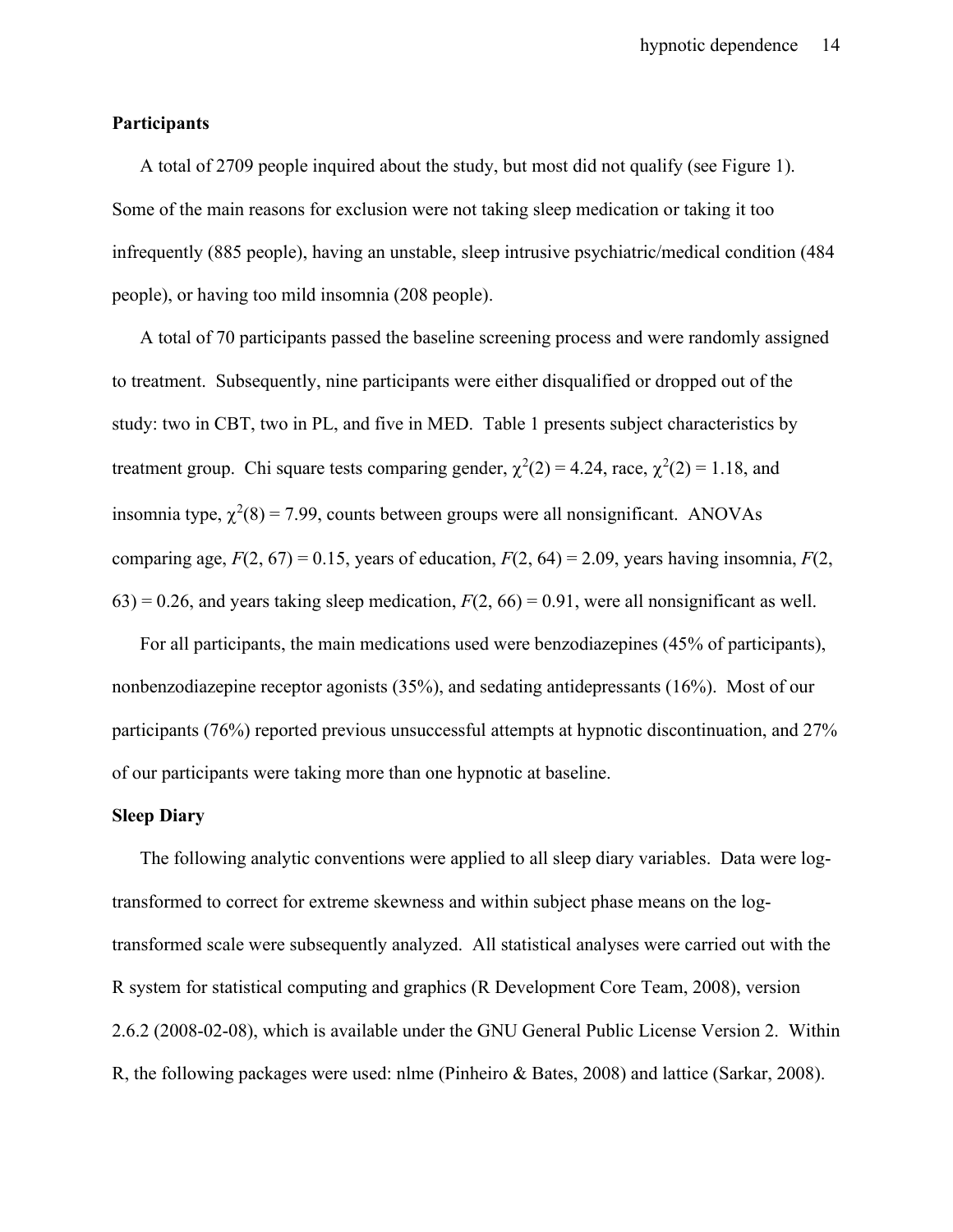**Participants**

A total of 2709 people inquired about the study, but most did not qualify (see Figure 1). Some of the main reasons for exclusion were not taking sleep medication or taking it too infrequently (885 people), having an unstable, sleep intrusive psychiatric/medical condition (484 people), or having too mild insomnia (208 people).

A total of 70 participants passed the baseline screening process and were randomly assigned to treatment. Subsequently, nine participants were either disqualified or dropped out of the study: two in CBT, two in PL, and five in MED. Table 1 presents subject characteristics by treatment group. Chi square tests comparing gender, $\chi^2(2) = 4.24$, race, $\chi^2(2) = 1.18$, and insomnia type, $\chi^2(8) = 7.99$, counts between groups were all nonsignificant. ANOVAs comparing age, $F(2, 67) = 0.15$, years of education, $F(2, 64) = 2.09$, years having insomnia, $F(2, 63) = 0.26$, and years taking sleep medication, $F(2, 66) = 0.91$, were all nonsignificant as well.

For all participants, the main medications used were benzodiazepines (45% of participants), nonbenzodiazepine receptor agonists (35%), and sedating antidepressants (16%). Most of our participants (76%) reported previous unsuccessful attempts at hypnotic discontinuation, and 27% of our participants were taking more than one hypnotic at baseline.

**Sleep Diary**

The following analytic conventions were applied to all sleep diary variables. Data were log-transformed to correct for extreme skewness and within subject phase means on the log-transformed scale were subsequently analyzed. All statistical analyses were carried out with the R system for statistical computing and graphics (R Development Core Team, 2008), version 2.6.2 (2008-02-08), which is available under the GNU General Public License Version 2. Within R, the following packages were used: nlme (Pinheiro & Bates, 2008) and lattice (Sarkar, 2008).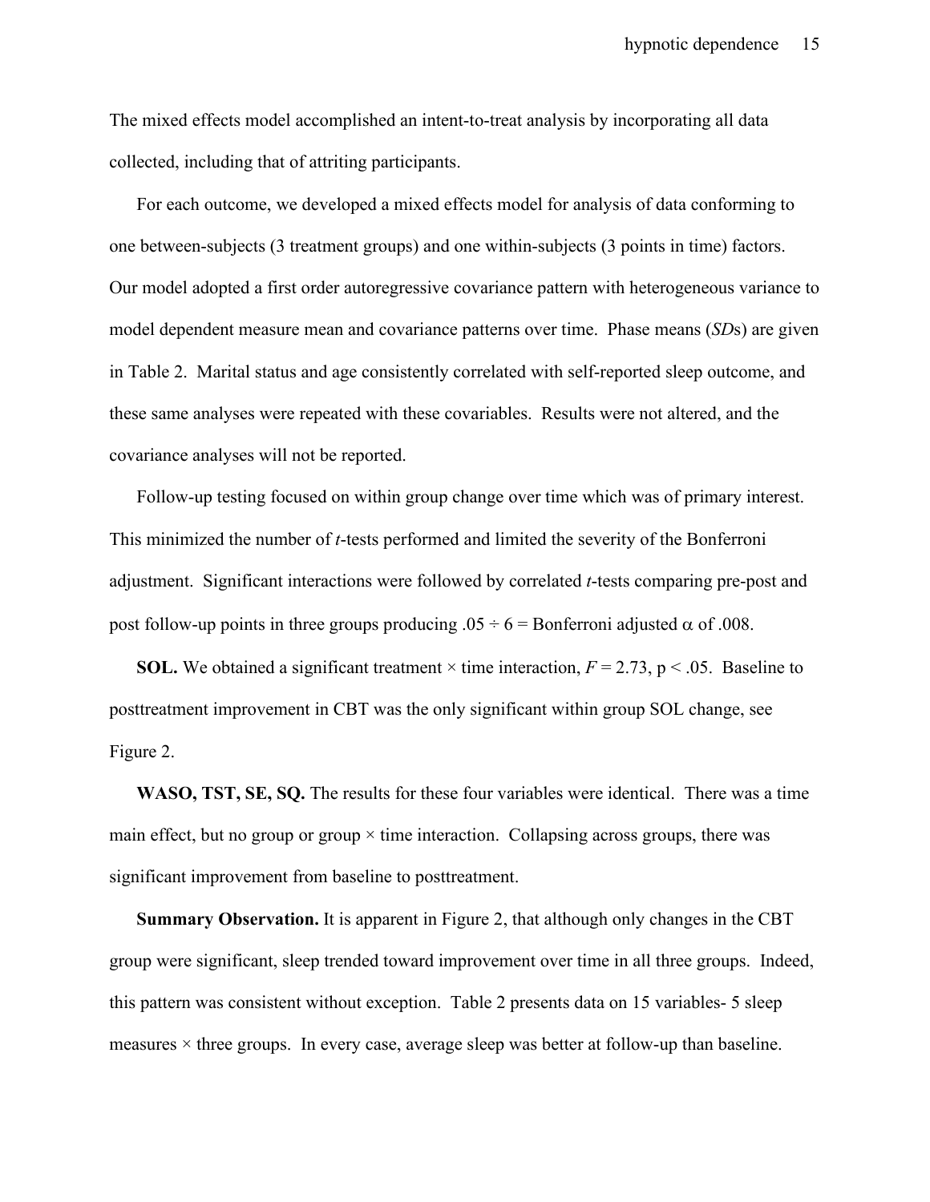The mixed effects model accomplished an intent-to-treat analysis by incorporating all data collected, including that of attriting participants.

For each outcome, we developed a mixed effects model for analysis of data conforming to one between-subjects (3 treatment groups) and one within-subjects (3 points in time) factors. Our model adopted a first order autoregressive covariance pattern with heterogeneous variance to model dependent measure mean and covariance patterns over time. Phase means (*SD*s) are given in Table 2. Marital status and age consistently correlated with self-reported sleep outcome, and these same analyses were repeated with these covariables. Results were not altered, and the covariance analyses will not be reported.

Follow-up testing focused on within group change over time which was of primary interest. This minimized the number of *t*-tests performed and limited the severity of the Bonferroni adjustment. Significant interactions were followed by correlated *t*-tests comparing pre-post and post follow-up points in three groups producing $.05 \div 6 =$ Bonferroni adjusted $\alpha$ of .008.

**SOL.** We obtained a significant treatment × time interaction, $F = 2.73$, $p < .05$. Baseline to posttreatment improvement in CBT was the only significant within group SOL change, see Figure 2.

**WASO, TST, SE, SQ.** The results for these four variables were identical. There was a time main effect, but no group or group × time interaction. Collapsing across groups, there was significant improvement from baseline to posttreatment.

**Summary Observation.** It is apparent in Figure 2, that although only changes in the CBT group were significant, sleep trended toward improvement over time in all three groups. Indeed, this pattern was consistent without exception. Table 2 presents data on 15 variables- 5 sleep measures × three groups. In every case, average sleep was better at follow-up than baseline.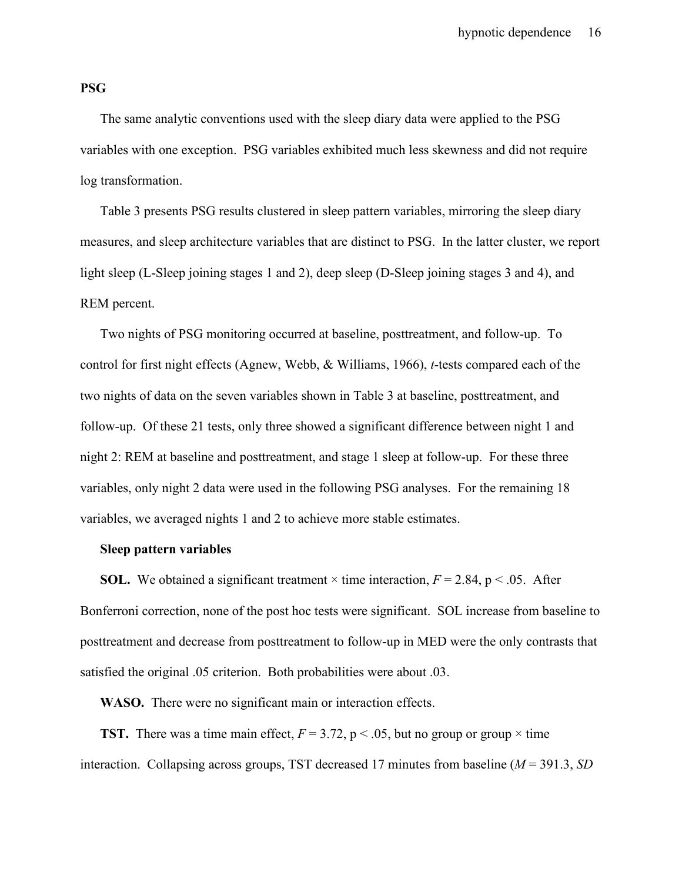**PSG**

The same analytic conventions used with the sleep diary data were applied to the PSG variables with one exception. PSG variables exhibited much less skewness and did not require log transformation.

Table 3 presents PSG results clustered in sleep pattern variables, mirroring the sleep diary measures, and sleep architecture variables that are distinct to PSG. In the latter cluster, we report light sleep (L-Sleep joining stages 1 and 2), deep sleep (D-Sleep joining stages 3 and 4), and REM percent.

Two nights of PSG monitoring occurred at baseline, posttreatment, and follow-up. To control for first night effects (Agnew, Webb, & Williams, 1966), *t*-tests compared each of the two nights of data on the seven variables shown in Table 3 at baseline, posttreatment, and follow-up. Of these 21 tests, only three showed a significant difference between night 1 and night 2: REM at baseline and posttreatment, and stage 1 sleep at follow-up. For these three variables, only night 2 data were used in the following PSG analyses. For the remaining 18 variables, we averaged nights 1 and 2 to achieve more stable estimates.

**Sleep pattern variables**

**SOL.** We obtained a significant treatment × time interaction, $F = 2.84$, $p < .05$. After Bonferroni correction, none of the post hoc tests were significant. SOL increase from baseline to posttreatment and decrease from posttreatment to follow-up in MED were the only contrasts that satisfied the original .05 criterion. Both probabilities were about .03.

**WASO.** There were no significant main or interaction effects.

**TST.** There was a time main effect, $F = 3.72$, $p < .05$, but no group or group × time interaction. Collapsing across groups, TST decreased 17 minutes from baseline ($M = 391.3$, *SD*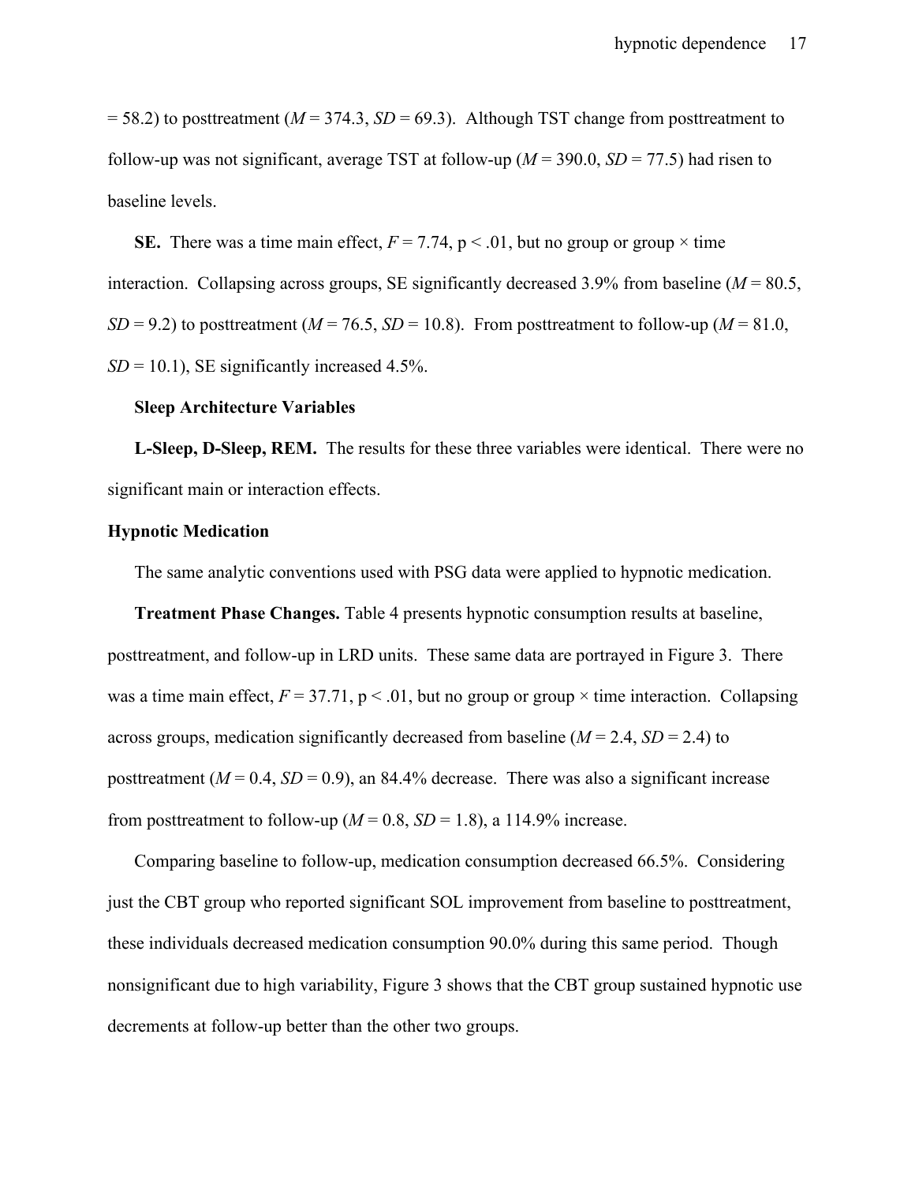= 58.2) to posttreatment (*M* = 374.3, *SD* = 69.3). Although TST change from posttreatment to follow-up was not significant, average TST at follow-up (*M* = 390.0, *SD* = 77.5) had risen to baseline levels.

**SE.** There was a time main effect, $F = 7.74$, $p < .01$, but no group or group × time interaction. Collapsing across groups, SE significantly decreased 3.9% from baseline (*M* = 80.5, *SD* = 9.2) to posttreatment (*M* = 76.5, *SD* = 10.8). From posttreatment to follow-up (*M* = 81.0, *SD* = 10.1), SE significantly increased 4.5%.

**Sleep Architecture Variables**

**L-Sleep, D-Sleep, REM.** The results for these three variables were identical. There were no significant main or interaction effects.

## Hypnotic Medication

The same analytic conventions used with PSG data were applied to hypnotic medication.

**Treatment Phase Changes.** Table 4 presents hypnotic consumption results at baseline, posttreatment, and follow-up in LRD units. These same data are portrayed in Figure 3. There was a time main effect, $F = 37.71$, $p < .01$, but no group or group × time interaction. Collapsing across groups, medication significantly decreased from baseline (*M* = 2.4, *SD* = 2.4) to posttreatment (*M* = 0.4, *SD* = 0.9), an 84.4% decrease. There was also a significant increase from posttreatment to follow-up (*M* = 0.8, *SD* = 1.8), a 114.9% increase.

Comparing baseline to follow-up, medication consumption decreased 66.5%. Considering just the CBT group who reported significant SOL improvement from baseline to posttreatment, these individuals decreased medication consumption 90.0% during this same period. Though nonsignificant due to high variability, Figure 3 shows that the CBT group sustained hypnotic use decrements at follow-up better than the other two groups.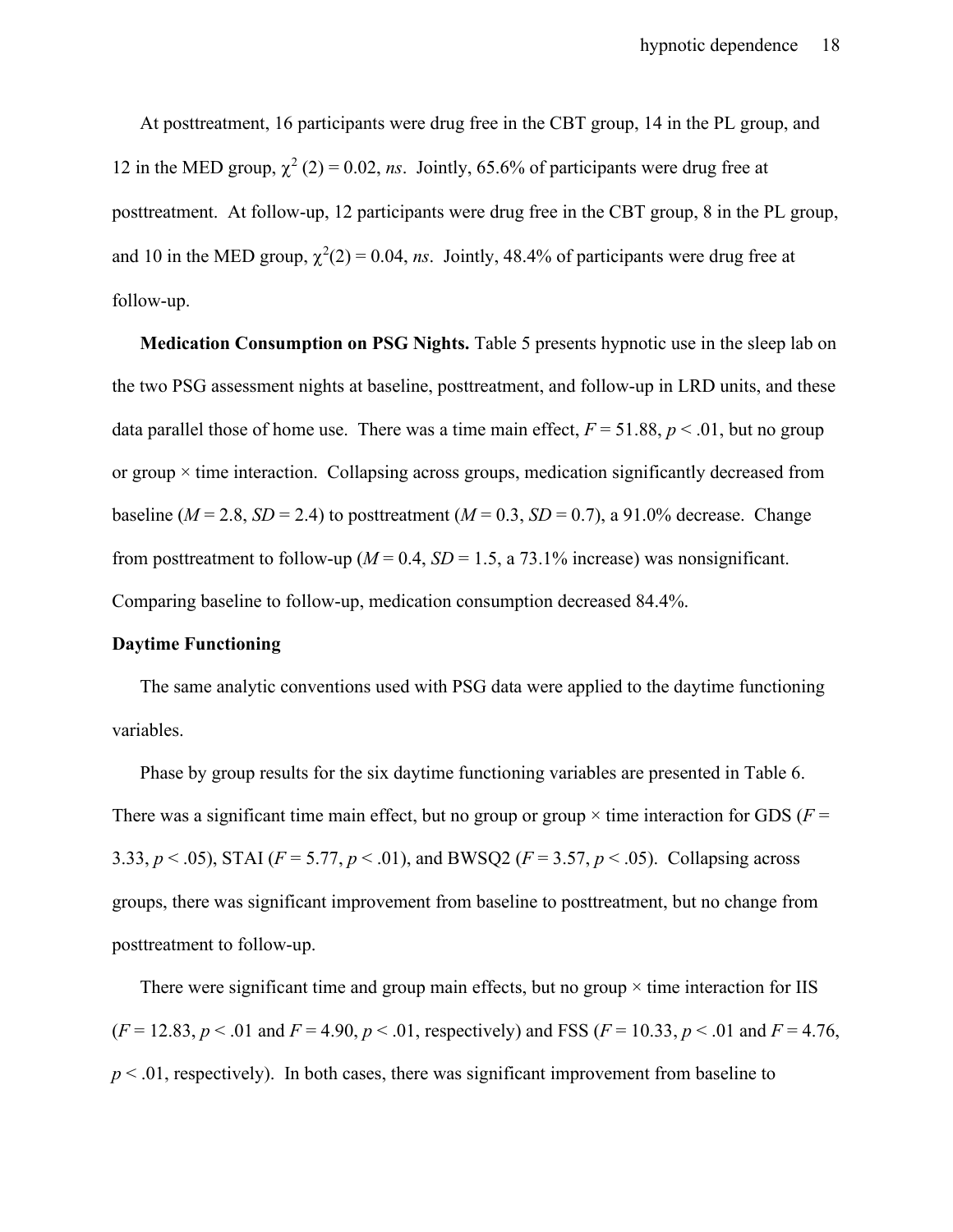At posttreatment, 16 participants were drug free in the CBT group, 14 in the PL group, and 12 in the MED group, $\chi^2$ (2) = 0.02, *ns*. Jointly, 65.6% of participants were drug free at posttreatment. At follow-up, 12 participants were drug free in the CBT group, 8 in the PL group, and 10 in the MED group, $\chi^2(2) = 0.04$, *ns*. Jointly, 48.4% of participants were drug free at follow-up.

**Medication Consumption on PSG Nights.** Table 5 presents hypnotic use in the sleep lab on the two PSG assessment nights at baseline, posttreatment, and follow-up in LRD units, and these data parallel those of home use. There was a time main effect, $F = 51.88$, $p < .01$, but no group or group × time interaction. Collapsing across groups, medication significantly decreased from baseline ($M = 2.8$, $SD = 2.4$) to posttreatment ($M = 0.3$, $SD = 0.7$), a 91.0% decrease. Change from posttreatment to follow-up ($M = 0.4$, $SD = 1.5$, a 73.1% increase) was nonsignificant. Comparing baseline to follow-up, medication consumption decreased 84.4%.

**Daytime Functioning**

The same analytic conventions used with PSG data were applied to the daytime functioning variables.

Phase by group results for the six daytime functioning variables are presented in Table 6. There was a significant time main effect, but no group or group × time interaction for GDS ($F = 3.33$, $p < .05$), STAI ($F = 5.77$, $p < .01$), and BWSQ2 ($F = 3.57$, $p < .05$). Collapsing across groups, there was significant improvement from baseline to posttreatment, but no change from posttreatment to follow-up.

There were significant time and group main effects, but no group × time interaction for IIS ($F = 12.83$, $p < .01$ and $F = 4.90$, $p < .01$, respectively) and FSS ($F = 10.33$, $p < .01$ and $F = 4.76$, $p < .01$, respectively). In both cases, there was significant improvement from baseline to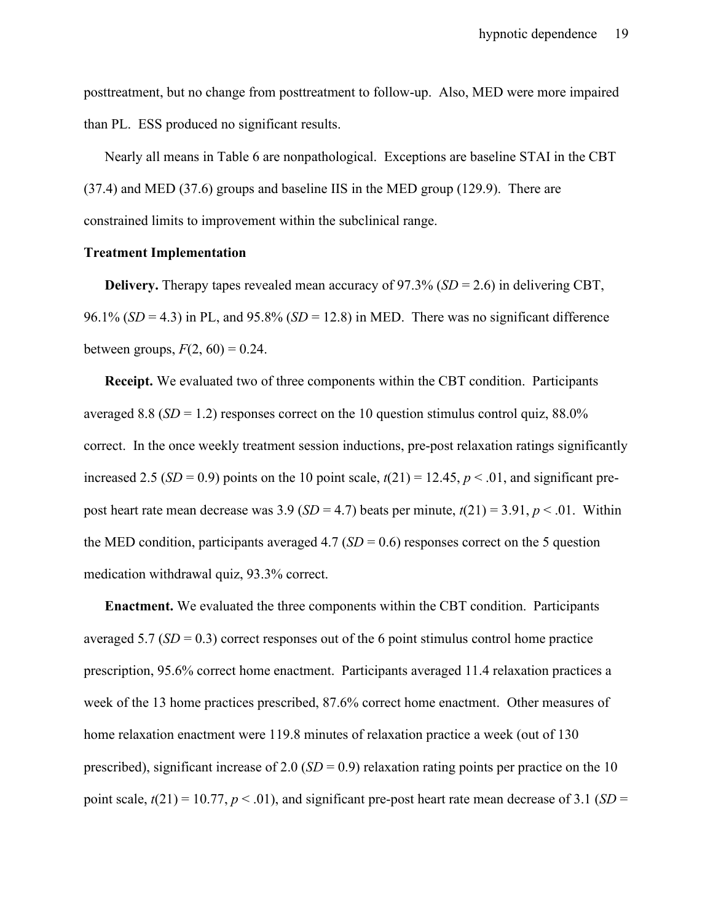posttreatment, but no change from posttreatment to follow-up. Also, MED were more impaired than PL. ESS produced no significant results.

Nearly all means in Table 6 are nonpathological. Exceptions are baseline STAI in the CBT (37.4) and MED (37.6) groups and baseline IIS in the MED group (129.9). There are constrained limits to improvement within the subclinical range.

**Treatment Implementation**

**Delivery.** Therapy tapes revealed mean accuracy of 97.3% (*SD* = 2.6) in delivering CBT, 96.1% (*SD* = 4.3) in PL, and 95.8% (*SD* = 12.8) in MED. There was no significant difference between groups, $F(2, 60) = 0.24$.

**Receipt.** We evaluated two of three components within the CBT condition. Participants averaged 8.8 (*SD* = 1.2) responses correct on the 10 question stimulus control quiz, 88.0% correct. In the once weekly treatment session inductions, pre-post relaxation ratings significantly increased 2.5 (*SD* = 0.9) points on the 10 point scale, $t(21) = 12.45$, $p < .01$, and significant pre-post heart rate mean decrease was 3.9 (*SD* = 4.7) beats per minute, $t(21) = 3.91$, $p < .01$. Within the MED condition, participants averaged 4.7 (*SD* = 0.6) responses correct on the 5 question medication withdrawal quiz, 93.3% correct.

**Enactment.** We evaluated the three components within the CBT condition. Participants averaged 5.7 (*SD* = 0.3) correct responses out of the 6 point stimulus control home practice prescription, 95.6% correct home enactment. Participants averaged 11.4 relaxation practices a week of the 13 home practices prescribed, 87.6% correct home enactment. Other measures of home relaxation enactment were 119.8 minutes of relaxation practice a week (out of 130 prescribed), significant increase of 2.0 (*SD* = 0.9) relaxation rating points per practice on the 10 point scale, $t(21) = 10.77$, $p < .01$), and significant pre-post heart rate mean decrease of 3.1 (*SD* =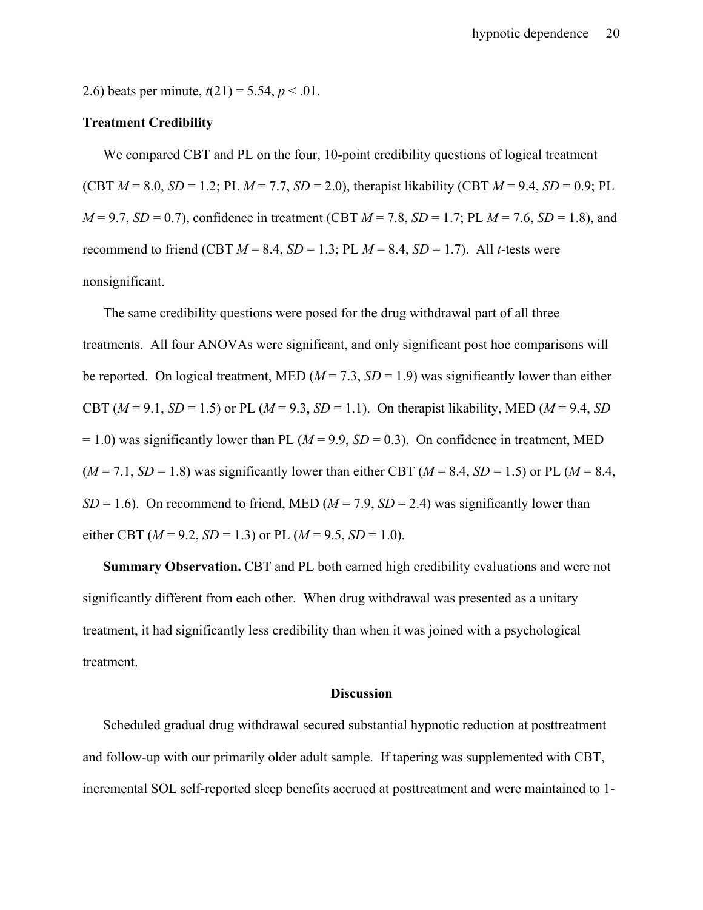2.6) beats per minute, $t(21) = 5.54$, $p < .01$.

### Treatment Credibility

We compared CBT and PL on the four, 10-point credibility questions of logical treatment (CBT $M = 8.0$, $SD = 1.2$; PL $M = 7.7$, $SD = 2.0$), therapist likability (CBT $M = 9.4$, $SD = 0.9$; PL $M = 9.7$, $SD = 0.7$), confidence in treatment (CBT $M = 7.8$, $SD = 1.7$; PL $M = 7.6$, $SD = 1.8$), and recommend to friend (CBT $M = 8.4$, $SD = 1.3$; PL $M = 8.4$, $SD = 1.7$). All *t*-tests were nonsignificant.

The same credibility questions were posed for the drug withdrawal part of all three treatments. All four ANOVAs were significant, and only significant post hoc comparisons will be reported. On logical treatment, MED ($M = 7.3$, $SD = 1.9$) was significantly lower than either CBT ($M = 9.1$, $SD = 1.5$) or PL ($M = 9.3$, $SD = 1.1$). On therapist likability, MED ($M = 9.4$, $SD = 1.0$) was significantly lower than PL ($M = 9.9$, $SD = 0.3$). On confidence in treatment, MED ($M = 7.1$, $SD = 1.8$) was significantly lower than either CBT ($M = 8.4$, $SD = 1.5$) or PL ($M = 8.4$, $SD = 1.6$). On recommend to friend, MED ($M = 7.9$, $SD = 2.4$) was significantly lower than either CBT ($M = 9.2$, $SD = 1.3$) or PL ($M = 9.5$, $SD = 1.0$).

**Summary Observation.** CBT and PL both earned high credibility evaluations and were not significantly different from each other. When drug withdrawal was presented as a unitary treatment, it had significantly less credibility than when it was joined with a psychological treatment.

## Discussion

Scheduled gradual drug withdrawal secured substantial hypnotic reduction at posttreatment and follow-up with our primarily older adult sample. If tapering was supplemented with CBT, incremental SOL self-reported sleep benefits accrued at posttreatment and were maintained to 1-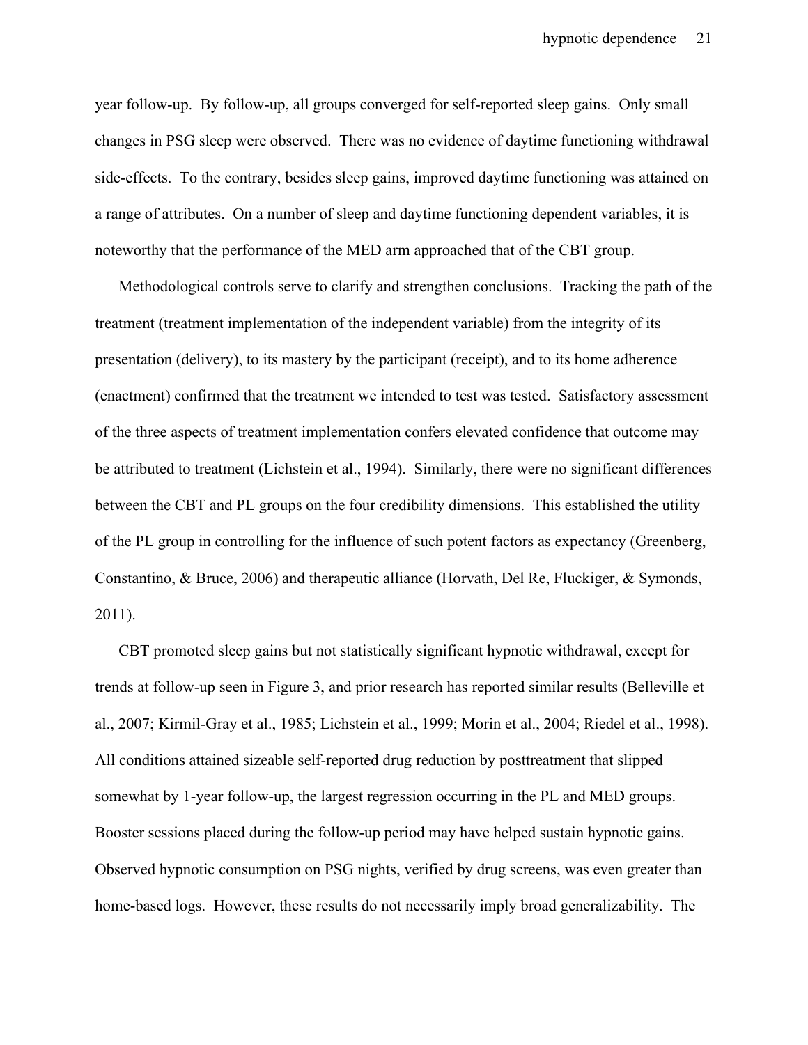year follow-up. By follow-up, all groups converged for self-reported sleep gains. Only small changes in PSG sleep were observed. There was no evidence of daytime functioning withdrawal side-effects. To the contrary, besides sleep gains, improved daytime functioning was attained on a range of attributes. On a number of sleep and daytime functioning dependent variables, it is noteworthy that the performance of the MED arm approached that of the CBT group.

Methodological controls serve to clarify and strengthen conclusions. Tracking the path of the treatment (treatment implementation of the independent variable) from the integrity of its presentation (delivery), to its mastery by the participant (receipt), and to its home adherence (enactment) confirmed that the treatment we intended to test was tested. Satisfactory assessment of the three aspects of treatment implementation confers elevated confidence that outcome may be attributed to treatment (Lichstein et al., 1994). Similarly, there were no significant differences between the CBT and PL groups on the four credibility dimensions. This established the utility of the PL group in controlling for the influence of such potent factors as expectancy (Greenberg, Constantino, & Bruce, 2006) and therapeutic alliance (Horvath, Del Re, Fluckiger, & Symonds, 2011).

CBT promoted sleep gains but not statistically significant hypnotic withdrawal, except for trends at follow-up seen in Figure 3, and prior research has reported similar results (Belleville et al., 2007; Kirmil-Gray et al., 1985; Lichstein et al., 1999; Morin et al., 2004; Riedel et al., 1998). All conditions attained sizeable self-reported drug reduction by posttreatment that slipped somewhat by 1-year follow-up, the largest regression occurring in the PL and MED groups. Booster sessions placed during the follow-up period may have helped sustain hypnotic gains. Observed hypnotic consumption on PSG nights, verified by drug screens, was even greater than home-based logs. However, these results do not necessarily imply broad generalizability. The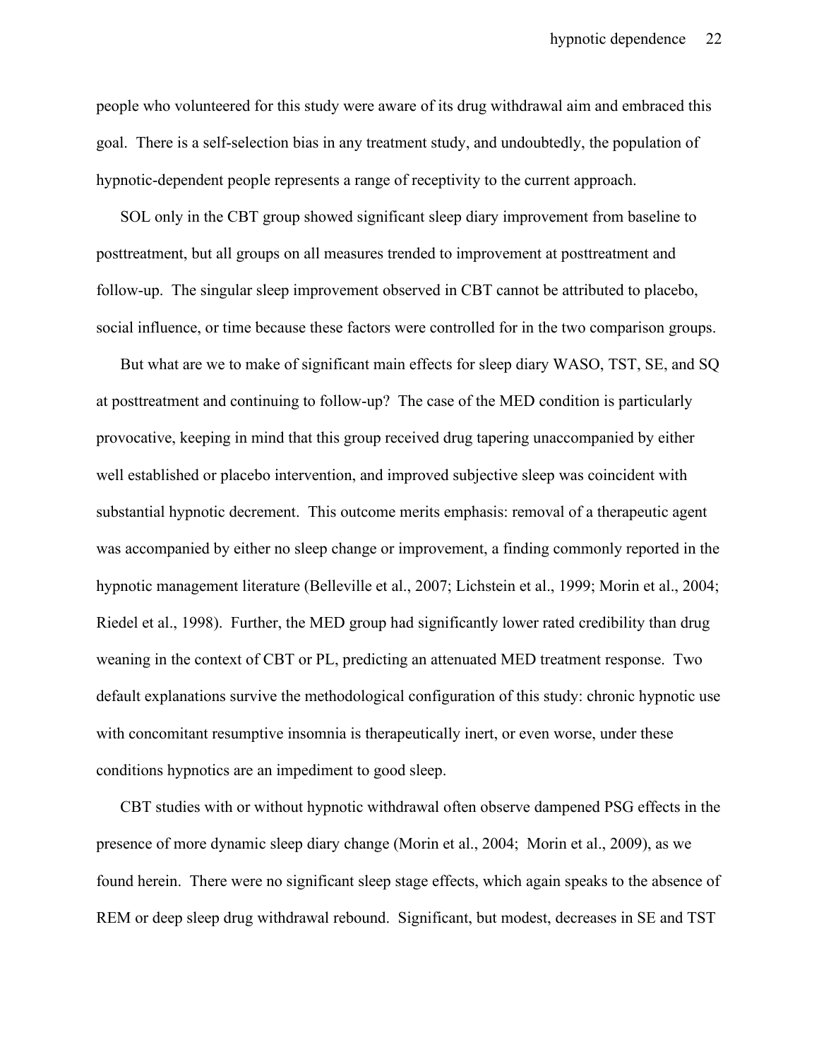people who volunteered for this study were aware of its drug withdrawal aim and embraced this goal. There is a self-selection bias in any treatment study, and undoubtedly, the population of hypnotic-dependent people represents a range of receptivity to the current approach.

SOL only in the CBT group showed significant sleep diary improvement from baseline to posttreatment, but all groups on all measures trended to improvement at posttreatment and follow-up. The singular sleep improvement observed in CBT cannot be attributed to placebo, social influence, or time because these factors were controlled for in the two comparison groups.

But what are we to make of significant main effects for sleep diary WASO, TST, SE, and SQ at posttreatment and continuing to follow-up? The case of the MED condition is particularly provocative, keeping in mind that this group received drug tapering unaccompanied by either well established or placebo intervention, and improved subjective sleep was coincident with substantial hypnotic decrement. This outcome merits emphasis: removal of a therapeutic agent was accompanied by either no sleep change or improvement, a finding commonly reported in the hypnotic management literature (Belleville et al., 2007; Lichstein et al., 1999; Morin et al., 2004; Riedel et al., 1998). Further, the MED group had significantly lower rated credibility than drug weaning in the context of CBT or PL, predicting an attenuated MED treatment response. Two default explanations survive the methodological configuration of this study: chronic hypnotic use with concomitant resumptive insomnia is therapeutically inert, or even worse, under these conditions hypnotics are an impediment to good sleep.

CBT studies with or without hypnotic withdrawal often observe dampened PSG effects in the presence of more dynamic sleep diary change (Morin et al., 2004; Morin et al., 2009), as we found herein. There were no significant sleep stage effects, which again speaks to the absence of REM or deep sleep drug withdrawal rebound. Significant, but modest, decreases in SE and TST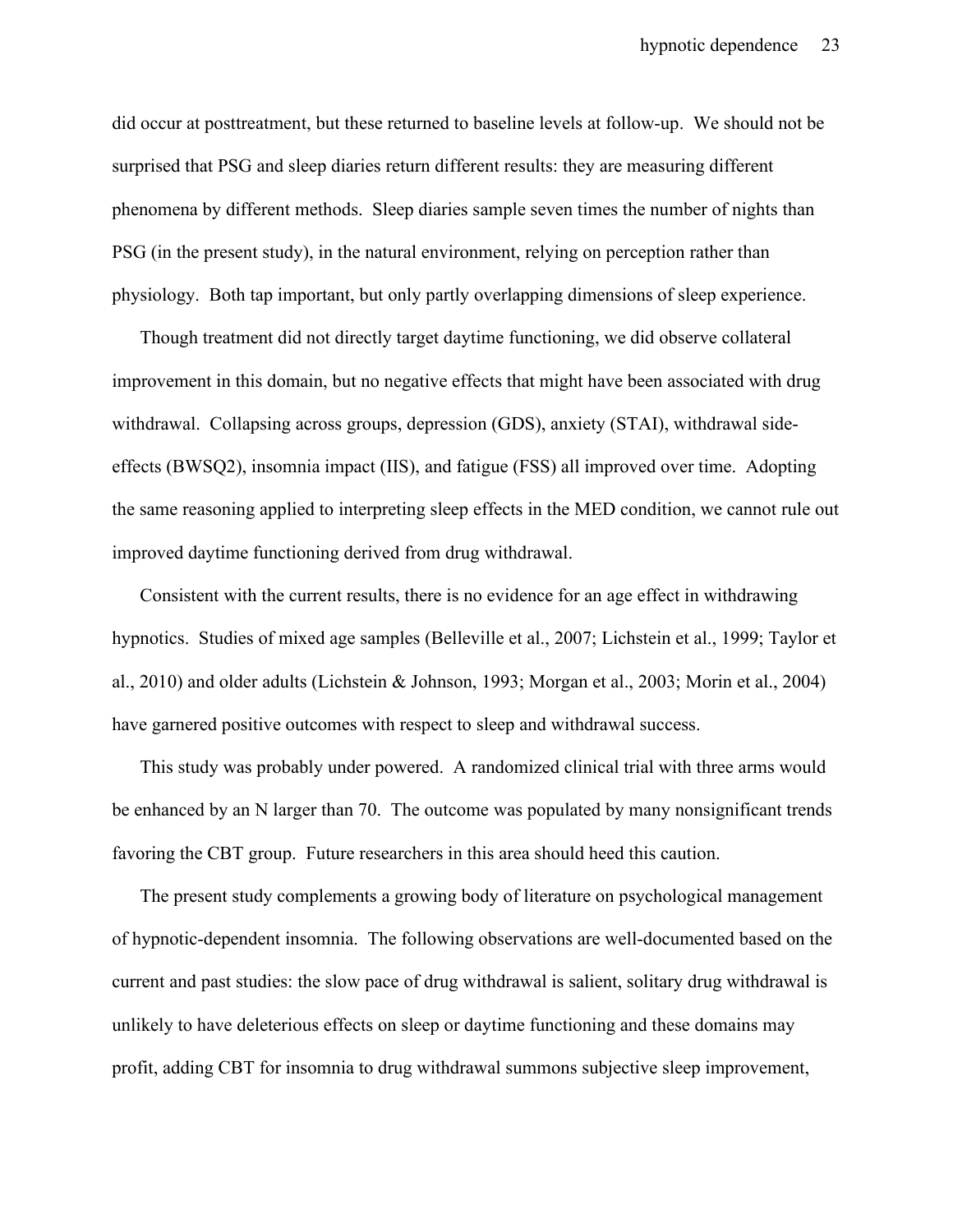did occur at posttreatment, but these returned to baseline levels at follow-up. We should not be surprised that PSG and sleep diaries return different results: they are measuring different phenomena by different methods. Sleep diaries sample seven times the number of nights than PSG (in the present study), in the natural environment, relying on perception rather than physiology. Both tap important, but only partly overlapping dimensions of sleep experience.

Though treatment did not directly target daytime functioning, we did observe collateral improvement in this domain, but no negative effects that might have been associated with drug withdrawal. Collapsing across groups, depression (GDS), anxiety (STAI), withdrawal side-effects (BWSQ2), insomnia impact (IIS), and fatigue (FSS) all improved over time. Adopting the same reasoning applied to interpreting sleep effects in the MED condition, we cannot rule out improved daytime functioning derived from drug withdrawal.

Consistent with the current results, there is no evidence for an age effect in withdrawing hypnotics. Studies of mixed age samples (Belleville et al., 2007; Lichstein et al., 1999; Taylor et al., 2010) and older adults (Lichstein & Johnson, 1993; Morgan et al., 2003; Morin et al., 2004) have garnered positive outcomes with respect to sleep and withdrawal success.

This study was probably under powered. A randomized clinical trial with three arms would be enhanced by an N larger than 70. The outcome was populated by many nonsignificant trends favoring the CBT group. Future researchers in this area should heed this caution.

The present study complements a growing body of literature on psychological management of hypnotic-dependent insomnia. The following observations are well-documented based on the current and past studies: the slow pace of drug withdrawal is salient, solitary drug withdrawal is unlikely to have deleterious effects on sleep or daytime functioning and these domains may profit, adding CBT for insomnia to drug withdrawal summons subjective sleep improvement,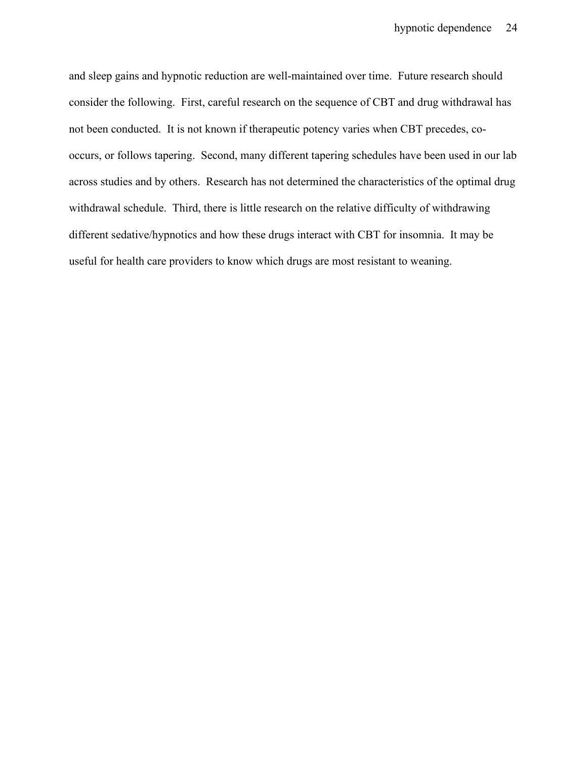and sleep gains and hypnotic reduction are well-maintained over time. Future research should consider the following. First, careful research on the sequence of CBT and drug withdrawal has not been conducted. It is not known if therapeutic potency varies when CBT precedes, co-occurs, or follows tapering. Second, many different tapering schedules have been used in our lab across studies and by others. Research has not determined the characteristics of the optimal drug withdrawal schedule. Third, there is little research on the relative difficulty of withdrawing different sedative/hypnotics and how these drugs interact with CBT for insomnia. It may be useful for health care providers to know which drugs are most resistant to weaning.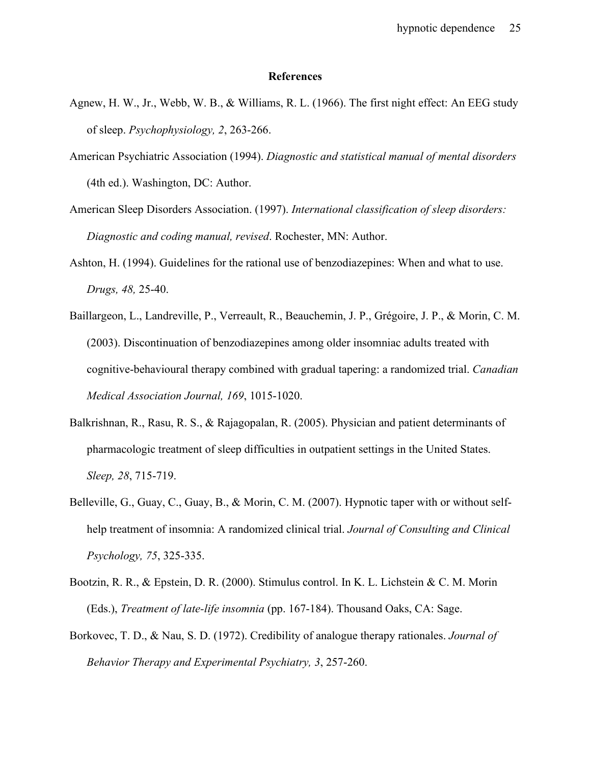## References

Agnew, H. W., Jr., Webb, W. B., & Williams, R. L. (1966). The first night effect: An EEG study of sleep. *Psychophysiology, 2*, 263-266.

American Psychiatric Association (1994). *Diagnostic and statistical manual of mental disorders* (4th ed.). Washington, DC: Author.

American Sleep Disorders Association. (1997). *International classification of sleep disorders: Diagnostic and coding manual, revised*. Rochester, MN: Author.

Ashton, H. (1994). Guidelines for the rational use of benzodiazepines: When and what to use. *Drugs, 48,* 25-40.

Baillargeon, L., Landreville, P., Verreault, R., Beauchemin, J. P., Grégoire, J. P., & Morin, C. M. (2003). Discontinuation of benzodiazepines among older insomniac adults treated with cognitive-behavioural therapy combined with gradual tapering: a randomized trial. *Canadian Medical Association Journal, 169*, 1015-1020.

Balkrishnan, R., Rasu, R. S., & Rajagopalan, R. (2005). Physician and patient determinants of pharmacologic treatment of sleep difficulties in outpatient settings in the United States. *Sleep, 28*, 715-719.

Belleville, G., Guay, C., Guay, B., & Morin, C. M. (2007). Hypnotic taper with or without self-help treatment of insomnia: A randomized clinical trial. *Journal of Consulting and Clinical Psychology, 75*, 325-335.

Bootzin, R. R., & Epstein, D. R. (2000). Stimulus control. In K. L. Lichstein & C. M. Morin (Eds.), *Treatment of late-life insomnia* (pp. 167-184). Thousand Oaks, CA: Sage.

Borkovec, T. D., & Nau, S. D. (1972). Credibility of analogue therapy rationales. *Journal of Behavior Therapy and Experimental Psychiatry, 3*, 257-260.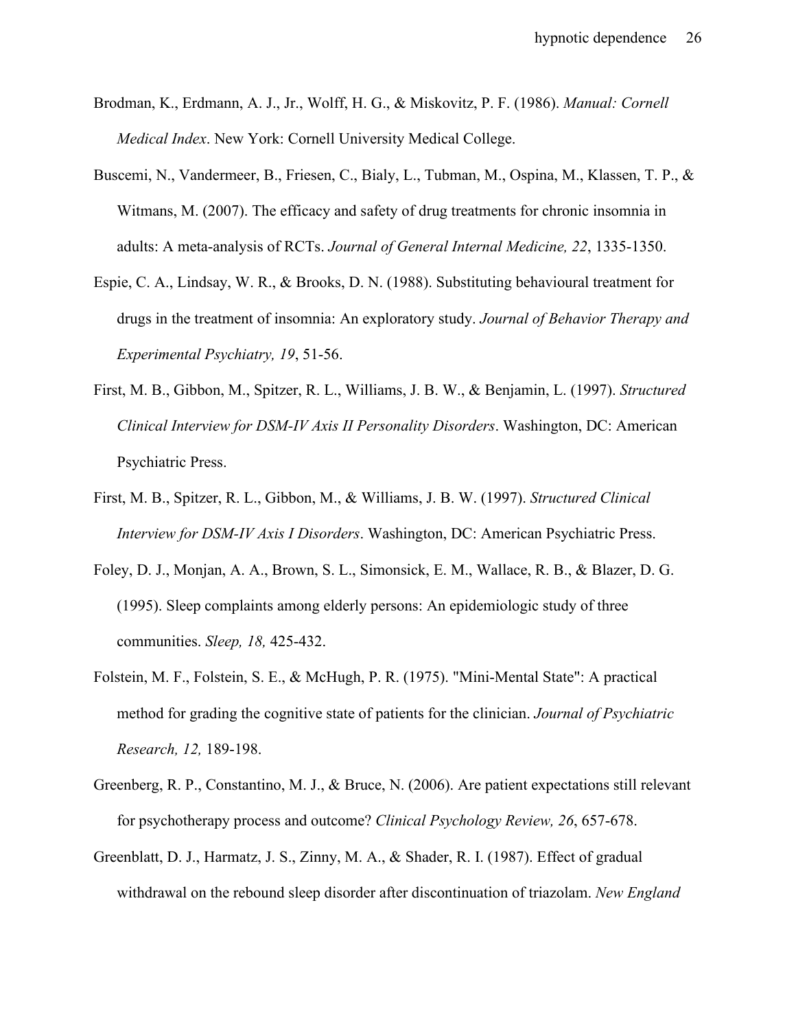Brodman, K., Erdmann, A. J., Jr., Wolff, H. G., & Miskovitz, P. F. (1986). *Manual: Cornell Medical Index*. New York: Cornell University Medical College.

Buscemi, N., Vandermeer, B., Friesen, C., Bialy, L., Tubman, M., Ospina, M., Klassen, T. P., & Witmans, M. (2007). The efficacy and safety of drug treatments for chronic insomnia in adults: A meta-analysis of RCTs. *Journal of General Internal Medicine, 22*, 1335-1350.

Espie, C. A., Lindsay, W. R., & Brooks, D. N. (1988). Substituting behavioural treatment for drugs in the treatment of insomnia: An exploratory study. *Journal of Behavior Therapy and Experimental Psychiatry, 19*, 51-56.

First, M. B., Gibbon, M., Spitzer, R. L., Williams, J. B. W., & Benjamin, L. (1997). *Structured Clinical Interview for DSM-IV Axis II Personality Disorders*. Washington, DC: American Psychiatric Press.

First, M. B., Spitzer, R. L., Gibbon, M., & Williams, J. B. W. (1997). *Structured Clinical Interview for DSM-IV Axis I Disorders*. Washington, DC: American Psychiatric Press.

Foley, D. J., Monjan, A. A., Brown, S. L., Simonsick, E. M., Wallace, R. B., & Blazer, D. G. (1995). Sleep complaints among elderly persons: An epidemiologic study of three communities. *Sleep, 18,* 425-432.

Folstein, M. F., Folstein, S. E., & McHugh, P. R. (1975). "Mini-Mental State": A practical method for grading the cognitive state of patients for the clinician. *Journal of Psychiatric Research, 12,* 189-198.

Greenberg, R. P., Constantino, M. J., & Bruce, N. (2006). Are patient expectations still relevant for psychotherapy process and outcome? *Clinical Psychology Review, 26*, 657-678.

Greenblatt, D. J., Harmatz, J. S., Zinny, M. A., & Shader, R. I. (1987). Effect of gradual withdrawal on the rebound sleep disorder after discontinuation of triazolam. *New England*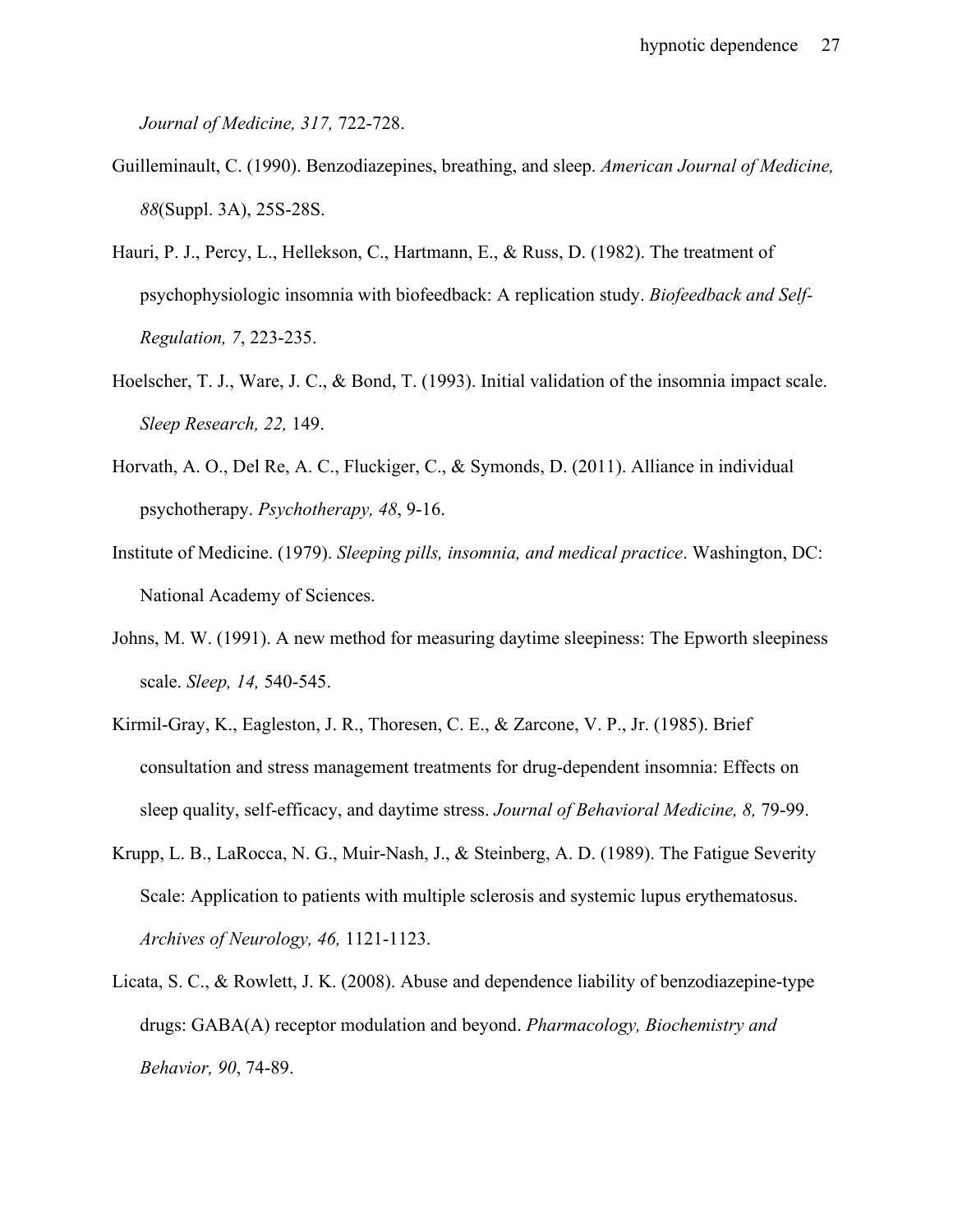*Journal of Medicine, 317,* 722-728.

Guilleminault, C. (1990). Benzodiazepines, breathing, and sleep. *American Journal of Medicine, 88*(Suppl. 3A), 25S-28S.

Hauri, P. J., Percy, L., Hellekson, C., Hartmann, E., & Russ, D. (1982). The treatment of psychophysiologic insomnia with biofeedback: A replication study. *Biofeedback and Self-Regulation, 7*, 223-235.

Hoelscher, T. J., Ware, J. C., & Bond, T. (1993). Initial validation of the insomnia impact scale. *Sleep Research, 22,* 149.

Horvath, A. O., Del Re, A. C., Fluckiger, C., & Symonds, D. (2011). Alliance in individual psychotherapy. *Psychotherapy, 48*, 9-16.

Institute of Medicine. (1979). *Sleeping pills, insomnia, and medical practice*. Washington, DC: National Academy of Sciences.

Johns, M. W. (1991). A new method for measuring daytime sleepiness: The Epworth sleepiness scale. *Sleep, 14,* 540-545.

Kirmil-Gray, K., Eagleston, J. R., Thoresen, C. E., & Zarcone, V. P., Jr. (1985). Brief consultation and stress management treatments for drug-dependent insomnia: Effects on sleep quality, self-efficacy, and daytime stress. *Journal of Behavioral Medicine, 8,* 79-99.

Krupp, L. B., LaRocca, N. G., Muir-Nash, J., & Steinberg, A. D. (1989). The Fatigue Severity Scale: Application to patients with multiple sclerosis and systemic lupus erythematosus. *Archives of Neurology, 46,* 1121-1123.

Licata, S. C., & Rowlett, J. K. (2008). Abuse and dependence liability of benzodiazepine-type drugs: GABA(A) receptor modulation and beyond. *Pharmacology, Biochemistry and Behavior, 90*, 74-89.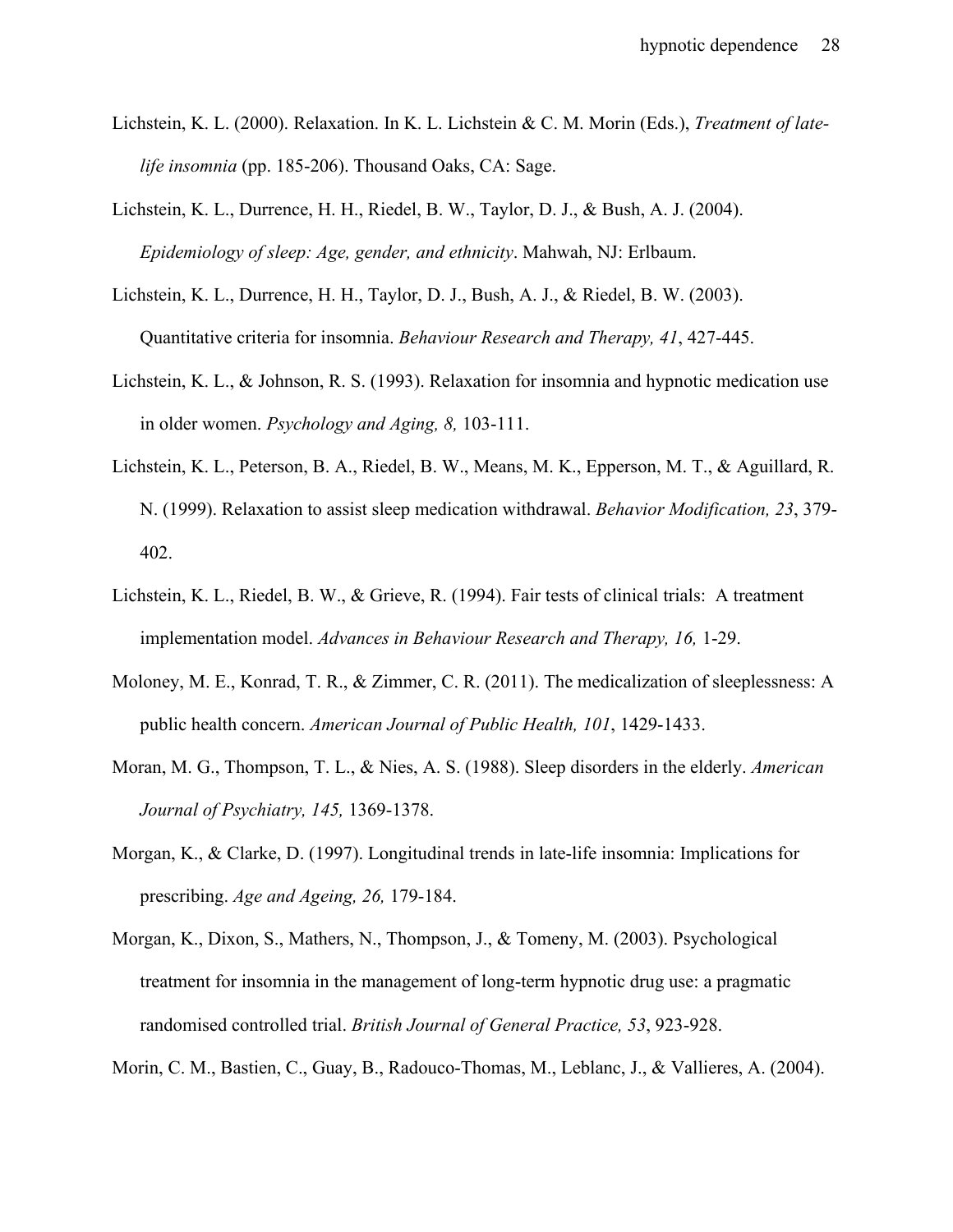Lichstein, K. L. (2000). Relaxation. In K. L. Lichstein & C. M. Morin (Eds.), *Treatment of late-life insomnia* (pp. 185-206). Thousand Oaks, CA: Sage.

Lichstein, K. L., Durrence, H. H., Riedel, B. W., Taylor, D. J., & Bush, A. J. (2004). *Epidemiology of sleep: Age, gender, and ethnicity*. Mahwah, NJ: Erlbaum.

Lichstein, K. L., Durrence, H. H., Taylor, D. J., Bush, A. J., & Riedel, B. W. (2003). Quantitative criteria for insomnia. *Behaviour Research and Therapy, 41*, 427-445.

Lichstein, K. L., & Johnson, R. S. (1993). Relaxation for insomnia and hypnotic medication use in older women. *Psychology and Aging, 8,* 103-111.

Lichstein, K. L., Peterson, B. A., Riedel, B. W., Means, M. K., Epperson, M. T., & Aguillard, R. N. (1999). Relaxation to assist sleep medication withdrawal. *Behavior Modification, 23*, 379-402.

Lichstein, K. L., Riedel, B. W., & Grieve, R. (1994). Fair tests of clinical trials: A treatment implementation model. *Advances in Behaviour Research and Therapy, 16,* 1-29.

Moloney, M. E., Konrad, T. R., & Zimmer, C. R. (2011). The medicalization of sleeplessness: A public health concern. *American Journal of Public Health, 101*, 1429-1433.

Moran, M. G., Thompson, T. L., & Nies, A. S. (1988). Sleep disorders in the elderly. *American Journal of Psychiatry, 145,* 1369-1378.

Morgan, K., & Clarke, D. (1997). Longitudinal trends in late-life insomnia: Implications for prescribing. *Age and Ageing, 26,* 179-184.

Morgan, K., Dixon, S., Mathers, N., Thompson, J., & Tomeny, M. (2003). Psychological treatment for insomnia in the management of long-term hypnotic drug use: a pragmatic randomised controlled trial. *British Journal of General Practice, 53*, 923-928.

Morin, C. M., Bastien, C., Guay, B., Radouco-Thomas, M., Leblanc, J., & Vallieres, A. (2004).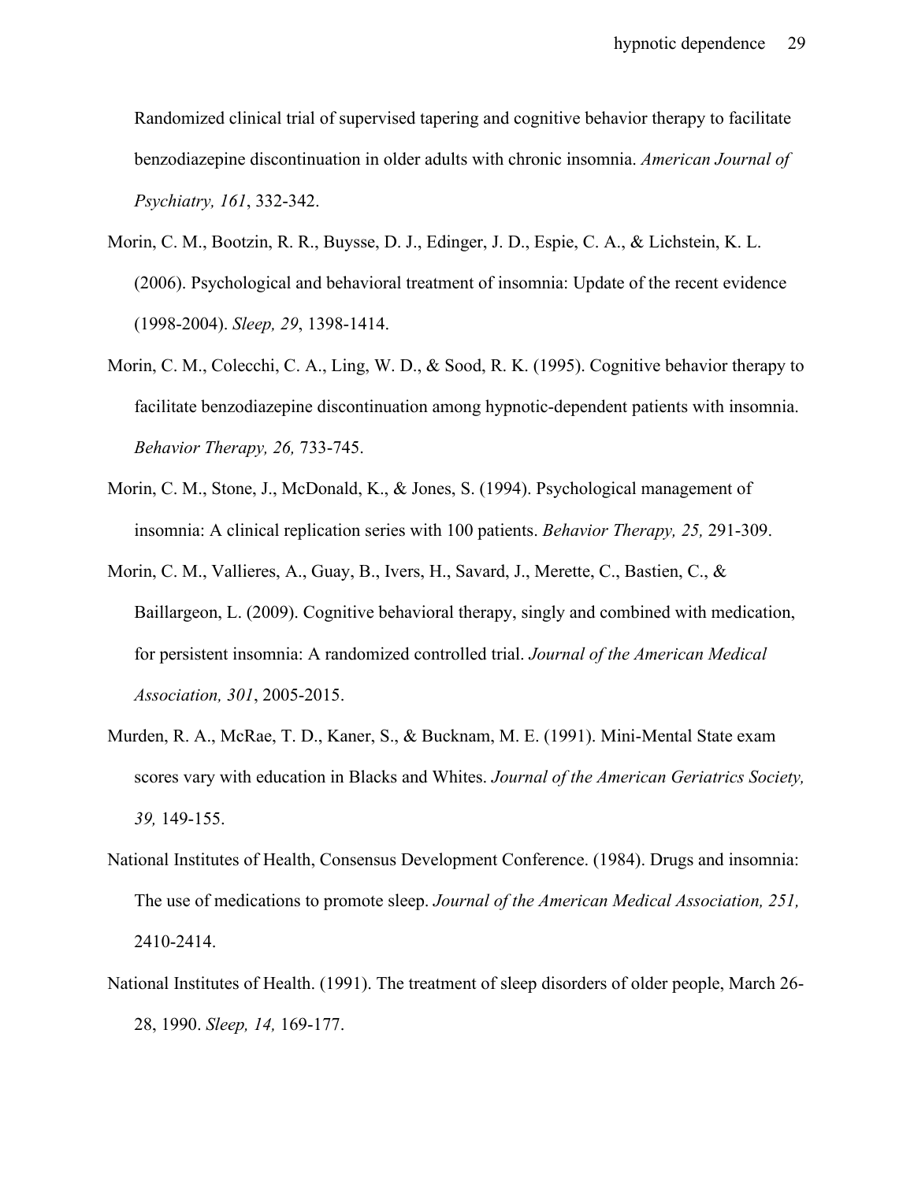Randomized clinical trial of supervised tapering and cognitive behavior therapy to facilitate benzodiazepine discontinuation in older adults with chronic insomnia. *American Journal of Psychiatry, 161*, 332-342.

Morin, C. M., Bootzin, R. R., Buysse, D. J., Edinger, J. D., Espie, C. A., & Lichstein, K. L. (2006). Psychological and behavioral treatment of insomnia: Update of the recent evidence (1998-2004). *Sleep, 29*, 1398-1414.

Morin, C. M., Colecchi, C. A., Ling, W. D., & Sood, R. K. (1995). Cognitive behavior therapy to facilitate benzodiazepine discontinuation among hypnotic-dependent patients with insomnia. *Behavior Therapy, 26,* 733-745.

Morin, C. M., Stone, J., McDonald, K., & Jones, S. (1994). Psychological management of insomnia: A clinical replication series with 100 patients. *Behavior Therapy, 25,* 291-309.

Morin, C. M., Vallieres, A., Guay, B., Ivers, H., Savard, J., Merette, C., Bastien, C., & Baillargeon, L. (2009). Cognitive behavioral therapy, singly and combined with medication, for persistent insomnia: A randomized controlled trial. *Journal of the American Medical Association, 301*, 2005-2015.

Murden, R. A., McRae, T. D., Kaner, S., & Bucknam, M. E. (1991). Mini-Mental State exam scores vary with education in Blacks and Whites. *Journal of the American Geriatrics Society, 39,* 149-155.

National Institutes of Health, Consensus Development Conference. (1984). Drugs and insomnia: The use of medications to promote sleep. *Journal of the American Medical Association, 251,* 2410-2414.

National Institutes of Health. (1991). The treatment of sleep disorders of older people, March 26-28, 1990. *Sleep, 14,* 169-177.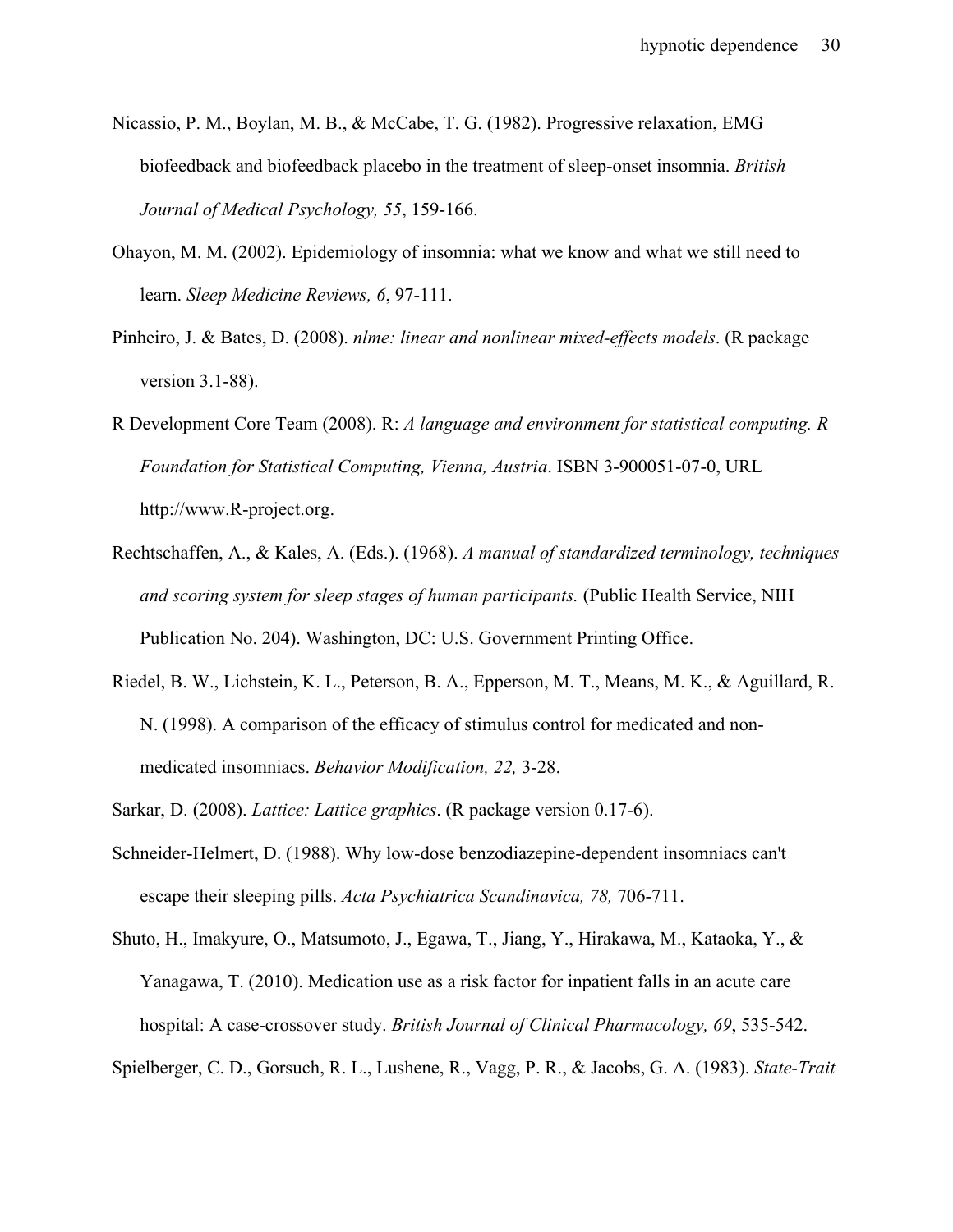Nicassio, P. M., Boylan, M. B., & McCabe, T. G. (1982). Progressive relaxation, EMG biofeedback and biofeedback placebo in the treatment of sleep-onset insomnia. *British Journal of Medical Psychology, 55*, 159-166.

Ohayon, M. M. (2002). Epidemiology of insomnia: what we know and what we still need to learn. *Sleep Medicine Reviews, 6*, 97-111.

Pinheiro, J. & Bates, D. (2008). *nlme: linear and nonlinear mixed-effects models*. (R package version 3.1-88).

R Development Core Team (2008). R: *A language and environment for statistical computing. R Foundation for Statistical Computing, Vienna, Austria*. ISBN 3-900051-07-0, URL http://www.R-project.org.

Rechtschaffen, A., & Kales, A. (Eds.). (1968). *A manual of standardized terminology, techniques and scoring system for sleep stages of human participants.* (Public Health Service, NIH Publication No. 204). Washington, DC: U.S. Government Printing Office.

Riedel, B. W., Lichstein, K. L., Peterson, B. A., Epperson, M. T., Means, M. K., & Aguillard, R. N. (1998). A comparison of the efficacy of stimulus control for medicated and non-medicated insomniacs. *Behavior Modification, 22,* 3-28.

Sarkar, D. (2008). *Lattice: Lattice graphics*. (R package version 0.17-6).

Schneider-Helmert, D. (1988). Why low-dose benzodiazepine-dependent insomniacs can't escape their sleeping pills. *Acta Psychiatrica Scandinavica, 78,* 706-711.

Shuto, H., Imakyure, O., Matsumoto, J., Egawa, T., Jiang, Y., Hirakawa, M., Kataoka, Y., & Yanagawa, T. (2010). Medication use as a risk factor for inpatient falls in an acute care hospital: A case-crossover study. *British Journal of Clinical Pharmacology, 69*, 535-542.

Spielberger, C. D., Gorsuch, R. L., Lushene, R., Vagg, P. R., & Jacobs, G. A. (1983). *State-Trait*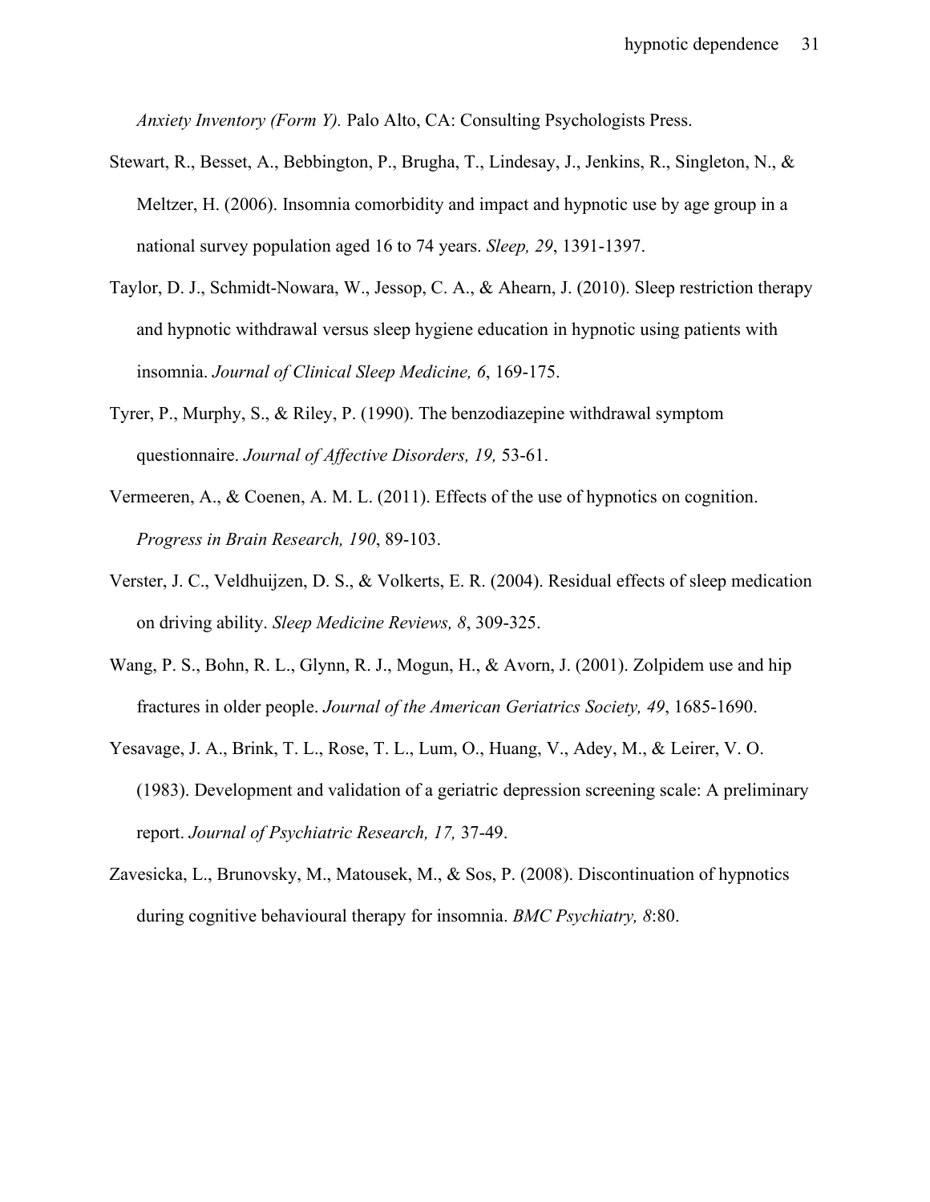*Anxiety Inventory (Form Y).* Palo Alto, CA: Consulting Psychologists Press.

Stewart, R., Besset, A., Bebbington, P., Brugha, T., Lindesay, J., Jenkins, R., Singleton, N., & Meltzer, H. (2006). Insomnia comorbidity and impact and hypnotic use by age group in a national survey population aged 16 to 74 years. *Sleep, 29*, 1391-1397.

Taylor, D. J., Schmidt-Nowara, W., Jessop, C. A., & Ahearn, J. (2010). Sleep restriction therapy and hypnotic withdrawal versus sleep hygiene education in hypnotic using patients with insomnia. *Journal of Clinical Sleep Medicine, 6*, 169-175.

Tyrer, P., Murphy, S., & Riley, P. (1990). The benzodiazepine withdrawal symptom questionnaire. *Journal of Affective Disorders, 19,* 53-61.

Vermeeren, A., & Coenen, A. M. L. (2011). Effects of the use of hypnotics on cognition. *Progress in Brain Research, 190*, 89-103.

Verster, J. C., Veldhuijzen, D. S., & Volkerts, E. R. (2004). Residual effects of sleep medication on driving ability. *Sleep Medicine Reviews, 8*, 309-325.

Wang, P. S., Bohn, R. L., Glynn, R. J., Mogun, H., & Avorn, J. (2001). Zolpidem use and hip fractures in older people. *Journal of the American Geriatrics Society, 49*, 1685-1690.

Yesavage, J. A., Brink, T. L., Rose, T. L., Lum, O., Huang, V., Adey, M., & Leirer, V. O. (1983). Development and validation of a geriatric depression screening scale: A preliminary report. *Journal of Psychiatric Research, 17,* 37-49.

Zavesicka, L., Brunovsky, M., Matousek, M., & Sos, P. (2008). Discontinuation of hypnotics during cognitive behavioural therapy for insomnia. *BMC Psychiatry, 8*:80.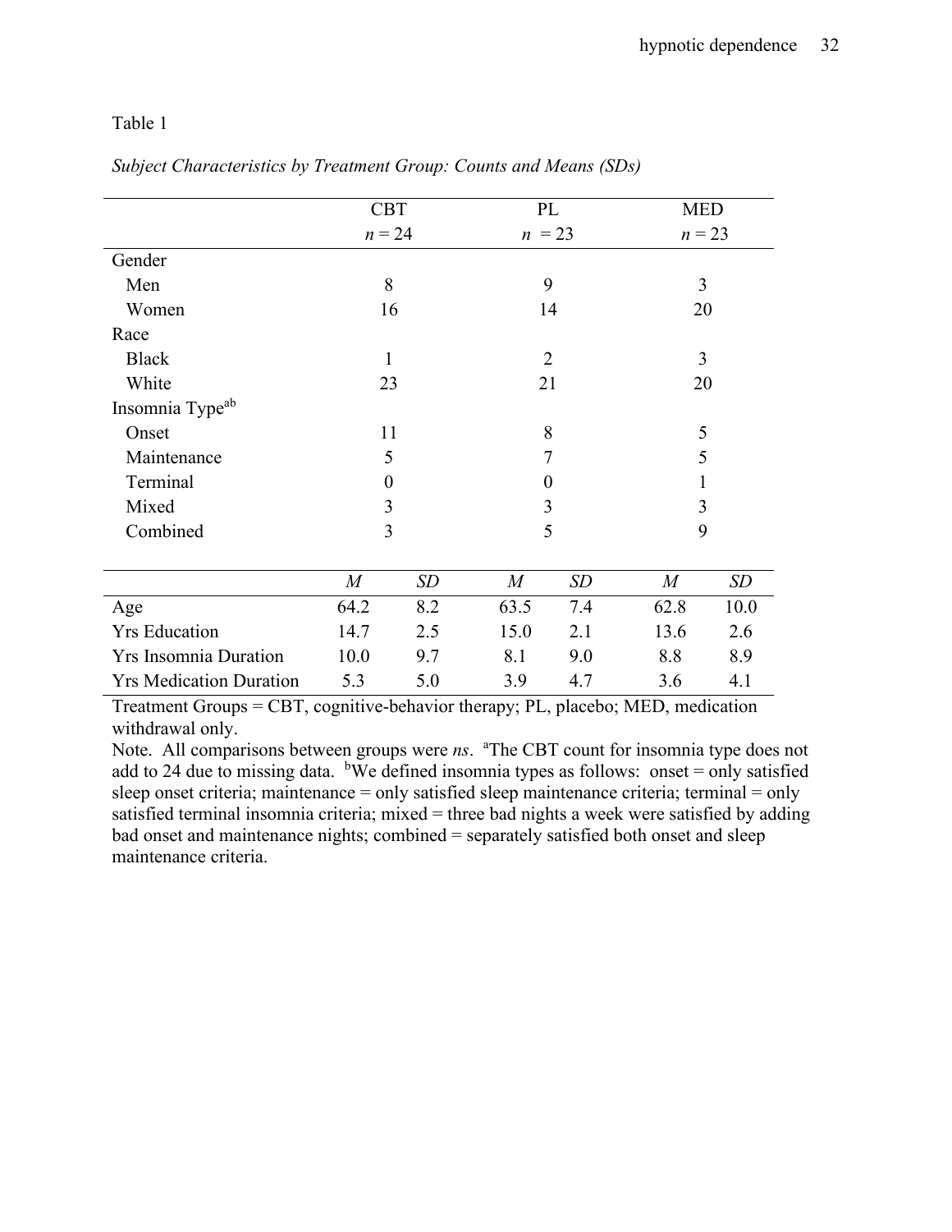Table 1

*Subject Characteristics by Treatment Group: Counts and Means (SDs)*

| | CBT | | PL | | MED | |
|---|---|---|---|---|---|---|
| | *n* = 24 | | *n* = 23 | | *n* = 23 | |
| Gender | | | | | | |
| Men | 8 | | 9 | | 3 | |
| Women | 16 | | 14 | | 20 | |
| Race | | | | | | |
| Black | 1 | | 2 | | 3 | |
| White | 23 | | 21 | | 20 | |
| Insomnia Type[ab] | | | | | | |
| Onset | 11 | | 8 | | 5 | |
| Maintenance | 5 | | 7 | | 5 | |
| Terminal | 0 | | 0 | | 1 | |
| Mixed | 3 | | 3 | | 3 | |
| Combined | 3 | | 5 | | 9 | |
| | *M* | *SD* | *M* | *SD* | *M* | *SD* |
| Age | 64.2 | 8.2 | 63.5 | 7.4 | 62.8 | 10.0 |
| Yrs Education | 14.7 | 2.5 | 15.0 | 2.1 | 13.6 | 2.6 |
| Yrs Insomnia Duration | 10.0 | 9.7 | 8.1 | 9.0 | 8.8 | 8.9 |
| Yrs Medication Duration | 5.3 | 5.0 | 3.9 | 4.7 | 3.6 | 4.1 |

Treatment Groups = CBT, cognitive-behavior therapy; PL, placebo; MED, medication withdrawal only.

Note. All comparisons between groups were *ns*. [a]The CBT count for insomnia type does not add to 24 due to missing data. [b]We defined insomnia types as follows: onset = only satisfied sleep onset criteria; maintenance = only satisfied sleep maintenance criteria; terminal = only satisfied terminal insomnia criteria; mixed = three bad nights a week were satisfied by adding bad onset and maintenance nights; combined = separately satisfied both onset and sleep maintenance criteria.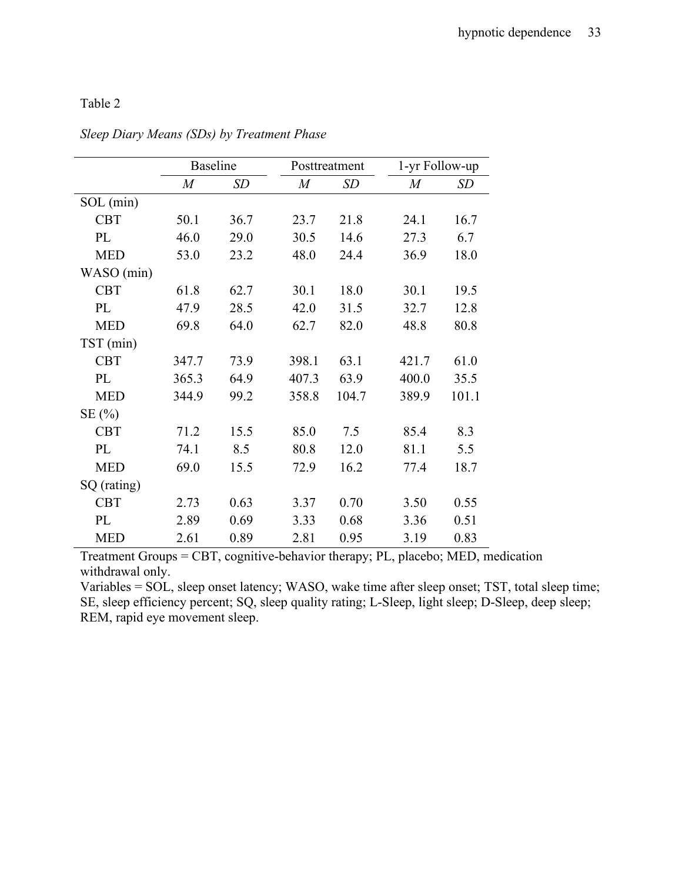Table 2

*Sleep Diary Means (SDs) by Treatment Phase*

| | Baseline | | Posttreatment | | 1-yr Follow-up | |
|---|---|---|---|---|---|---|
| | *M* | *SD* | *M* | *SD* | *M* | *SD* |
| SOL (min) | | | | | | |
| CBT | 50.1 | 36.7 | 23.7 | 21.8 | 24.1 | 16.7 |
| PL | 46.0 | 29.0 | 30.5 | 14.6 | 27.3 | 6.7 |
| MED | 53.0 | 23.2 | 48.0 | 24.4 | 36.9 | 18.0 |
| WASO (min) | | | | | | |
| CBT | 61.8 | 62.7 | 30.1 | 18.0 | 30.1 | 19.5 |
| PL | 47.9 | 28.5 | 42.0 | 31.5 | 32.7 | 12.8 |
| MED | 69.8 | 64.0 | 62.7 | 82.0 | 48.8 | 80.8 |
| TST (min) | | | | | | |
| CBT | 347.7 | 73.9 | 398.1 | 63.1 | 421.7 | 61.0 |
| PL | 365.3 | 64.9 | 407.3 | 63.9 | 400.0 | 35.5 |
| MED | 344.9 | 99.2 | 358.8 | 104.7 | 389.9 | 101.1 |
| SE (%) | | | | | | |
| CBT | 71.2 | 15.5 | 85.0 | 7.5 | 85.4 | 8.3 |
| PL | 74.1 | 8.5 | 80.8 | 12.0 | 81.1 | 5.5 |
| MED | 69.0 | 15.5 | 72.9 | 16.2 | 77.4 | 18.7 |
| SQ (rating) | | | | | | |
| CBT | 2.73 | 0.63 | 3.37 | 0.70 | 3.50 | 0.55 |
| PL | 2.89 | 0.69 | 3.33 | 0.68 | 3.36 | 0.51 |
| MED | 2.61 | 0.89 | 2.81 | 0.95 | 3.19 | 0.83 |

Treatment Groups = CBT, cognitive-behavior therapy; PL, placebo; MED, medication withdrawal only.

Variables = SOL, sleep onset latency; WASO, wake time after sleep onset; TST, total sleep time; SE, sleep efficiency percent; SQ, sleep quality rating; L-Sleep, light sleep; D-Sleep, deep sleep; REM, rapid eye movement sleep.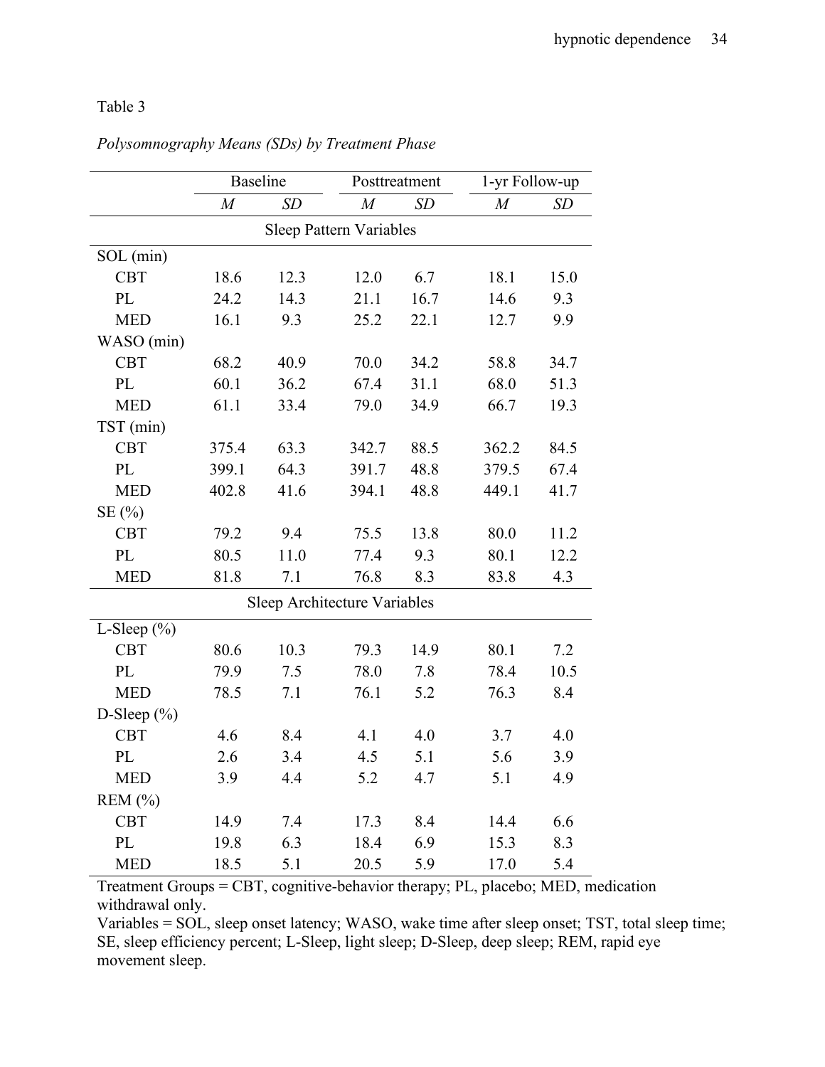Table 3

*Polysomnography Means (SDs) by Treatment Phase*

| | Baseline | | Posttreatment | | 1-yr Follow-up | |
|---|---|---|---|---|---|---|
| | *M* | *SD* | *M* | *SD* | *M* | *SD* |
| **Sleep Pattern Variables** | | | | | | |
| SOL (min) | | | | | | |
| CBT | 18.6 | 12.3 | 12.0 | 6.7 | 18.1 | 15.0 |
| PL | 24.2 | 14.3 | 21.1 | 16.7 | 14.6 | 9.3 |
| MED | 16.1 | 9.3 | 25.2 | 22.1 | 12.7 | 9.9 |
| WASO (min) | | | | | | |
| CBT | 68.2 | 40.9 | 70.0 | 34.2 | 58.8 | 34.7 |
| PL | 60.1 | 36.2 | 67.4 | 31.1 | 68.0 | 51.3 |
| MED | 61.1 | 33.4 | 79.0 | 34.9 | 66.7 | 19.3 |
| TST (min) | | | | | | |
| CBT | 375.4 | 63.3 | 342.7 | 88.5 | 362.2 | 84.5 |
| PL | 399.1 | 64.3 | 391.7 | 48.8 | 379.5 | 67.4 |
| MED | 402.8 | 41.6 | 394.1 | 48.8 | 449.1 | 41.7 |
| SE (%) | | | | | | |
| CBT | 79.2 | 9.4 | 75.5 | 13.8 | 80.0 | 11.2 |
| PL | 80.5 | 11.0 | 77.4 | 9.3 | 80.1 | 12.2 |
| MED | 81.8 | 7.1 | 76.8 | 8.3 | 83.8 | 4.3 |
| **Sleep Architecture Variables** | | | | | | |
| L-Sleep (%) | | | | | | |
| CBT | 80.6 | 10.3 | 79.3 | 14.9 | 80.1 | 7.2 |
| PL | 79.9 | 7.5 | 78.0 | 7.8 | 78.4 | 10.5 |
| MED | 78.5 | 7.1 | 76.1 | 5.2 | 76.3 | 8.4 |
| D-Sleep (%) | | | | | | |
| CBT | 4.6 | 8.4 | 4.1 | 4.0 | 3.7 | 4.0 |
| PL | 2.6 | 3.4 | 4.5 | 5.1 | 5.6 | 3.9 |
| MED | 3.9 | 4.4 | 5.2 | 4.7 | 5.1 | 4.9 |
| REM (%) | | | | | | |
| CBT | 14.9 | 7.4 | 17.3 | 8.4 | 14.4 | 6.6 |
| PL | 19.8 | 6.3 | 18.4 | 6.9 | 15.3 | 8.3 |
| MED | 18.5 | 5.1 | 20.5 | 5.9 | 17.0 | 5.4 |

Treatment Groups = CBT, cognitive-behavior therapy; PL, placebo; MED, medication withdrawal only.
Variables = SOL, sleep onset latency; WASO, wake time after sleep onset; TST, total sleep time; SE, sleep efficiency percent; L-Sleep, light sleep; D-Sleep, deep sleep; REM, rapid eye movement sleep.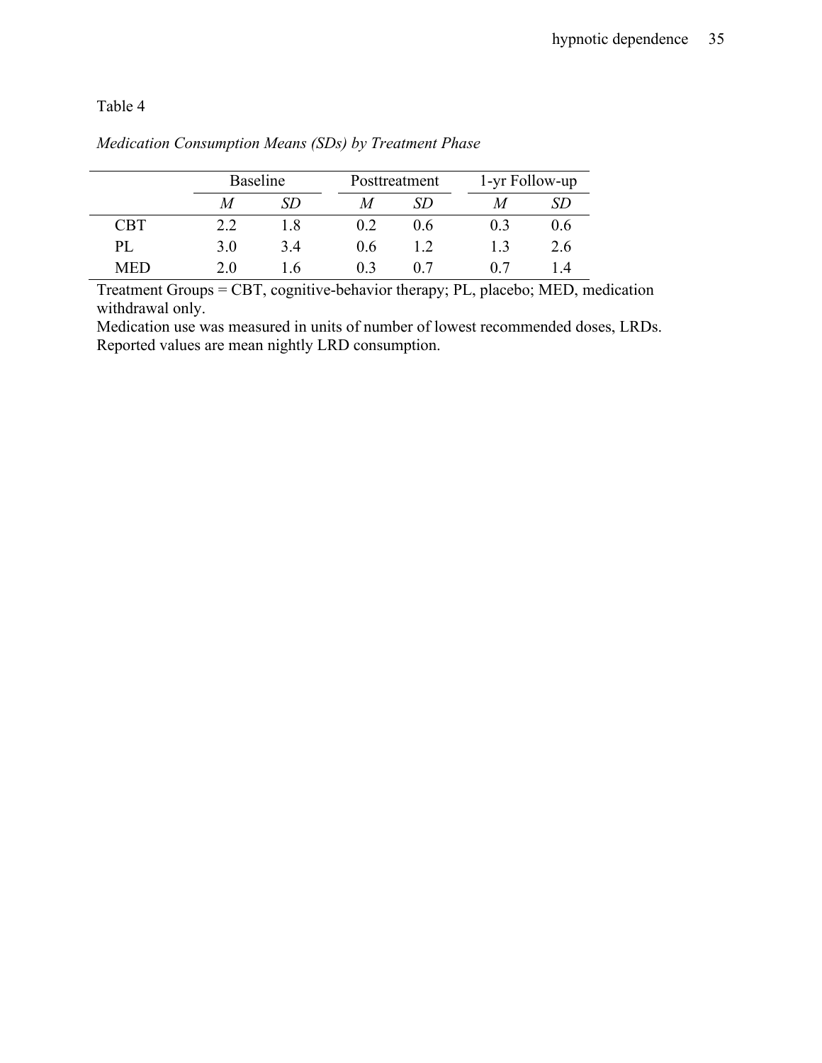Table 4

*Medication Consumption Means (SDs) by Treatment Phase*

| | Baseline | | Posttreatment | | 1-yr Follow-up | |
|---|---|---|---|---|---|---|
| | *M* | *SD* | *M* | *SD* | *M* | *SD* |
| CBT | 2.2 | 1.8 | 0.2 | 0.6 | 0.3 | 0.6 |
| PL | 3.0 | 3.4 | 0.6 | 1.2 | 1.3 | 2.6 |
| MED | 2.0 | 1.6 | 0.3 | 0.7 | 0.7 | 1.4 |

Treatment Groups = CBT, cognitive-behavior therapy; PL, placebo; MED, medication withdrawal only.
Medication use was measured in units of number of lowest recommended doses, LRDs. Reported values are mean nightly LRD consumption.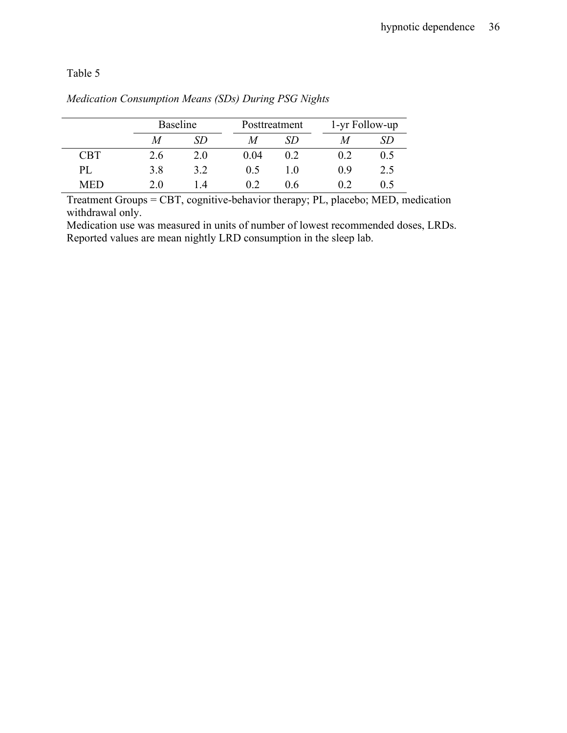Table 5

*Medication Consumption Means (SDs) During PSG Nights*

| | Baseline | | Posttreatment | | 1-yr Follow-up | |
|---|---|---|---|---|---|---|
| | *M* | *SD* | *M* | *SD* | *M* | *SD* |
| CBT | 2.6 | 2.0 | 0.04 | 0.2 | 0.2 | 0.5 |
| PL | 3.8 | 3.2 | 0.5 | 1.0 | 0.9 | 2.5 |
| MED | 2.0 | 1.4 | 0.2 | 0.6 | 0.2 | 0.5 |

Treatment Groups = CBT, cognitive-behavior therapy; PL, placebo; MED, medication withdrawal only.

Medication use was measured in units of number of lowest recommended doses, LRDs. Reported values are mean nightly LRD consumption in the sleep lab.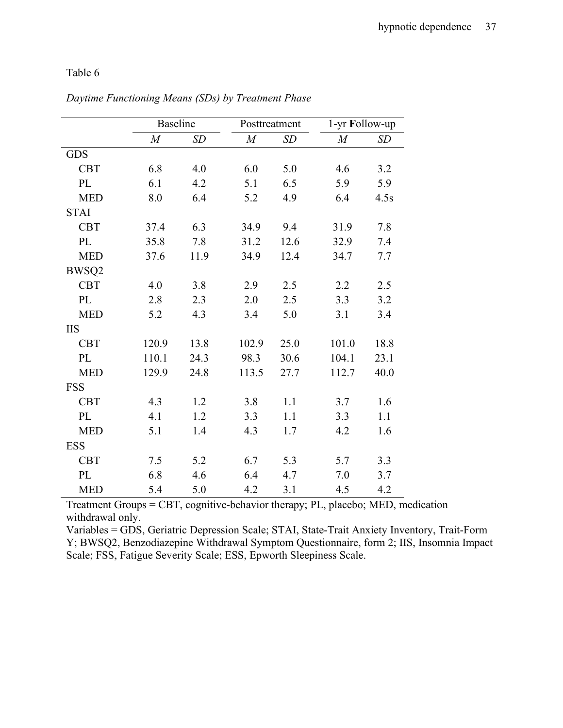Table 6

*Daytime Functioning Means (SDs) by Treatment Phase*

| | Baseline | | Posttreatment | | 1-yr Follow-up | |
|---|---|---|---|---|---|---|
| | *M* | *SD* | *M* | *SD* | *M* | *SD* |
| GDS | | | | | | |
| CBT | 6.8 | 4.0 | 6.0 | 5.0 | 4.6 | 3.2 |
| PL | 6.1 | 4.2 | 5.1 | 6.5 | 5.9 | 5.9 |
| MED | 8.0 | 6.4 | 5.2 | 4.9 | 6.4 | 4.5s |
| STAI | | | | | | |
| CBT | 37.4 | 6.3 | 34.9 | 9.4 | 31.9 | 7.8 |
| PL | 35.8 | 7.8 | 31.2 | 12.6 | 32.9 | 7.4 |
| MED | 37.6 | 11.9 | 34.9 | 12.4 | 34.7 | 7.7 |
| BWSQ2 | | | | | | |
| CBT | 4.0 | 3.8 | 2.9 | 2.5 | 2.2 | 2.5 |
| PL | 2.8 | 2.3 | 2.0 | 2.5 | 3.3 | 3.2 |
| MED | 5.2 | 4.3 | 3.4 | 5.0 | 3.1 | 3.4 |
| IIS | | | | | | |
| CBT | 120.9 | 13.8 | 102.9 | 25.0 | 101.0 | 18.8 |
| PL | 110.1 | 24.3 | 98.3 | 30.6 | 104.1 | 23.1 |
| MED | 129.9 | 24.8 | 113.5 | 27.7 | 112.7 | 40.0 |
| FSS | | | | | | |
| CBT | 4.3 | 1.2 | 3.8 | 1.1 | 3.7 | 1.6 |
| PL | 4.1 | 1.2 | 3.3 | 1.1 | 3.3 | 1.1 |
| MED | 5.1 | 1.4 | 4.3 | 1.7 | 4.2 | 1.6 |
| ESS | | | | | | |
| CBT | 7.5 | 5.2 | 6.7 | 5.3 | 5.7 | 3.3 |
| PL | 6.8 | 4.6 | 6.4 | 4.7 | 7.0 | 3.7 |
| MED | 5.4 | 5.0 | 4.2 | 3.1 | 4.5 | 4.2 |

Treatment Groups = CBT, cognitive-behavior therapy; PL, placebo; MED, medication withdrawal only.

Variables = GDS, Geriatric Depression Scale; STAI, State-Trait Anxiety Inventory, Trait-Form Y; BWSQ2, Benzodiazepine Withdrawal Symptom Questionnaire, form 2; IIS, Insomnia Impact Scale; FSS, Fatigue Severity Scale; ESS, Epworth Sleepiness Scale.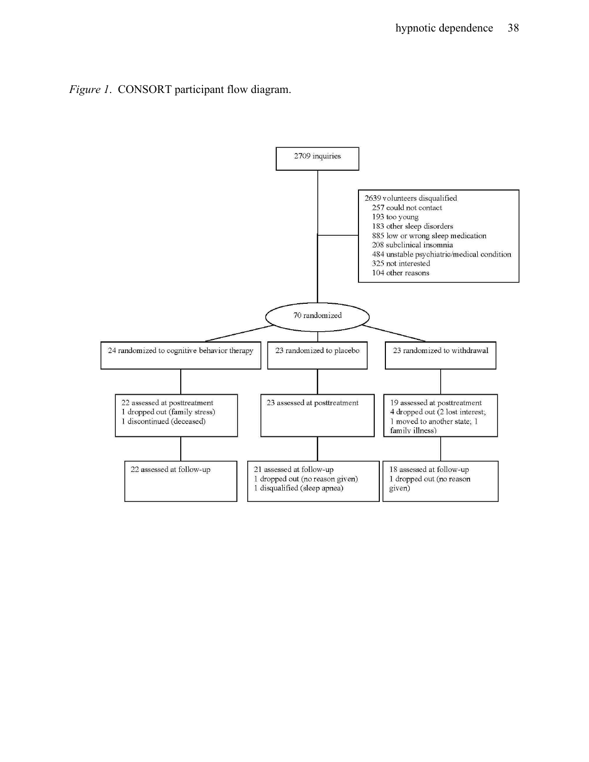*Figure 1*. CONSORT participant flow diagram.

2709 inquiries

2639 volunteers disqualified
- 257 could not contact
- 193 too young
- 183 other sleep disorders
- 885 low or wrong sleep medication
- 208 subclinical insomnia
- 484 unstable psychiatric/medical condition
- 325 not interested
- 104 other reasons

70 randomized

| 24 randomized to cognitive behavior therapy | 23 randomized to placebo | 23 randomized to withdrawal |
|---|---|---|
| 22 assessed at posttreatment; 1 dropped out (family stress); 1 discontinued (deceased) | 23 assessed at posttreatment | 19 assessed at posttreatment; 4 dropped out (2 lost interest; 1 moved to another state; 1 family illness) |
| 22 assessed at follow-up | 21 assessed at follow-up; 1 dropped out (no reason given); 1 disqualified (sleep apnea) | 18 assessed at follow-up; 1 dropped out (no reason given) |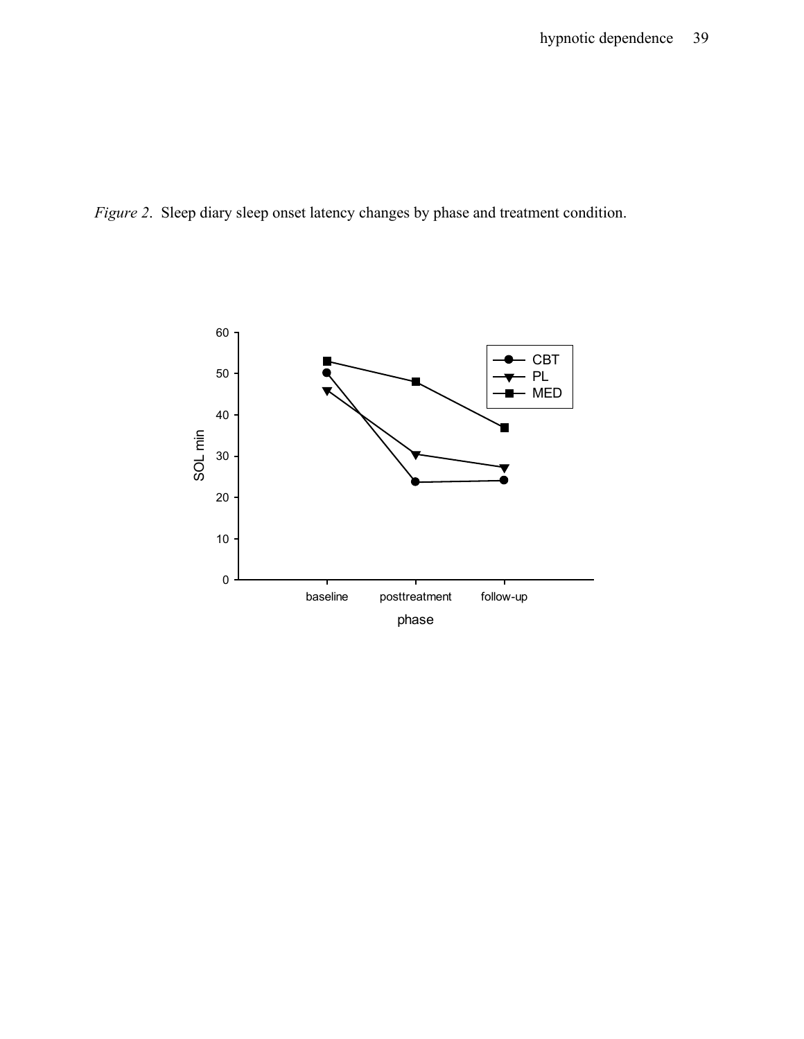*Figure 2*. Sleep diary sleep onset latency changes by phase and treatment condition.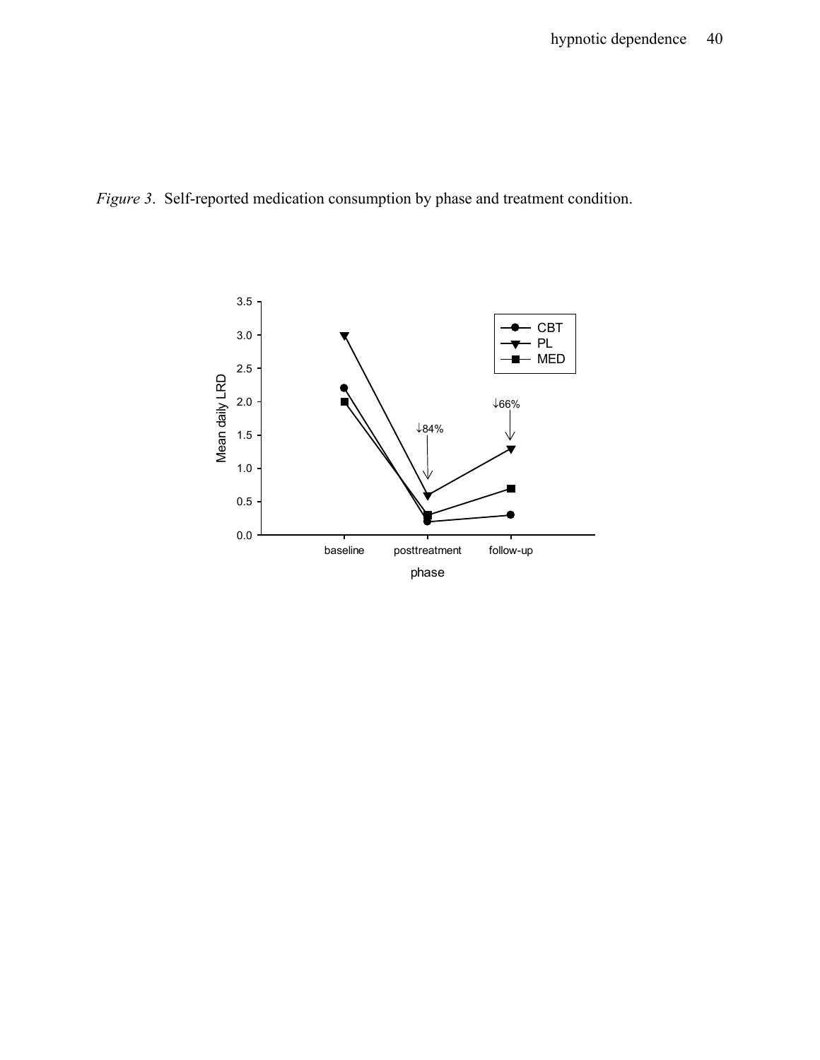*Figure 3*. Self-reported medication consumption by phase and treatment condition.

Mean daily LRD

3.5
3.0
2.5
2.0
1.5
1.0
0.5
0.0

CBT
PL
MED

↓84%
↓66%

baseline
posttreatment
follow-up

phase